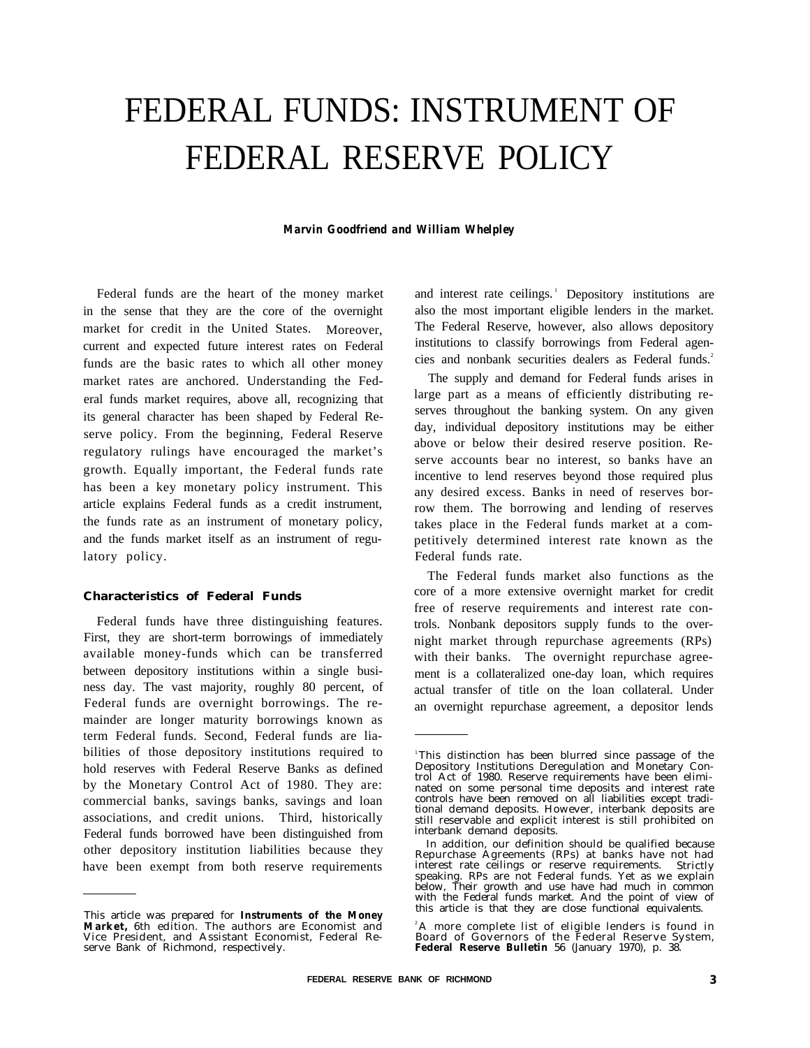# FEDERAL FUNDS: INSTRUMENT OF FEDERAL RESERVE POLICY

**Marvin Goodfriend and William Whelpley**

Federal funds are the heart of the money market in the sense that they are the core of the overnight market for credit in the United States. Moreover, current and expected future interest rates on Federal funds are the basic rates to which all other money market rates are anchored. Understanding the Federal funds market requires, above all, recognizing that its general character has been shaped by Federal Reserve policy. From the beginning, Federal Reserve regulatory rulings have encouraged the market's growth. Equally important, the Federal funds rate has been a key monetary policy instrument. This article explains Federal funds as a credit instrument, the funds rate as an instrument of monetary policy, and the funds market itself as an instrument of regulatory policy.

### Characteristics of Federal Funds

Federal funds have three distinguishing features. First, they are short-term borrowings of immediately available money-funds which can be transferred between depository institutions within a single business day. The vast majority, roughly 80 percent, of Federal funds are overnight borrowings. The remainder are longer maturity borrowings known as term Federal funds. Second, Federal funds are liabilities of those depository institutions required to hold reserves with Federal Reserve Banks as defined by the Monetary Control Act of 1980. They are: commercial banks, savings banks, savings and loan associations, and credit unions. Third, historically Federal funds borrowed have been distinguished from other depository institution liabilities because they have been exempt from both reserve requirements and interest rate ceilings.[1] Depository institutions are also the most important eligible lenders in the market. The Federal Reserve, however, also allows depository institutions to classify borrowings from Federal agencies and nonbank securities dealers as Federal funds.[2]

The supply and demand for Federal funds arises in large part as a means of efficiently distributing reserves throughout the banking system. On any given day, individual depository institutions may be either above or below their desired reserve position. Reserve accounts bear no interest, so banks have an incentive to lend reserves beyond those required plus any desired excess. Banks in need of reserves borrow them. The borrowing and lending of reserves takes place in the Federal funds market at a competitively determined interest rate known as the Federal funds rate.

The Federal funds market also functions as the core of a more extensive overnight market for credit free of reserve requirements and interest rate controls. Nonbank depositors supply funds to the overnight market through repurchase agreements (RPs) with their banks. The overnight repurchase agreement is a collateralized one-day loan, which requires actual transfer of title on the loan collateral. Under an overnight repurchase agreement, a depositor lends

---

This article was prepared for **Instruments of the Money Market,** 6th edition. The authors are Economist and Vice President, and Assistant Economist, Federal Reserve Bank of Richmond, respectively.

[1] This distinction has been blurred since passage of the Depository Institutions Deregulation and Monetary Control Act of 1980. Reserve requirements have been eliminated on some personal time deposits and interest rate controls have been removed on all liabilities except traditional demand deposits. However, interbank deposits are still reservable and explicit interest is still prohibited on interbank demand deposits.

In addition, our definition should be qualified because Repurchase Agreements (RPs) at banks have not had interest rate ceilings or reserve requirements. Strictly speaking. RPs are not Federal funds. Yet as we explain below, Their growth and use have had much in common with the Federal funds market. And the point of view of this article is that they are close functional equivalents.

[2] A more complete list of eligible lenders is found in Board of Governors of the Federal Reserve System, **Federal Reserve Bulletin** 56 (January 1970), p. 38.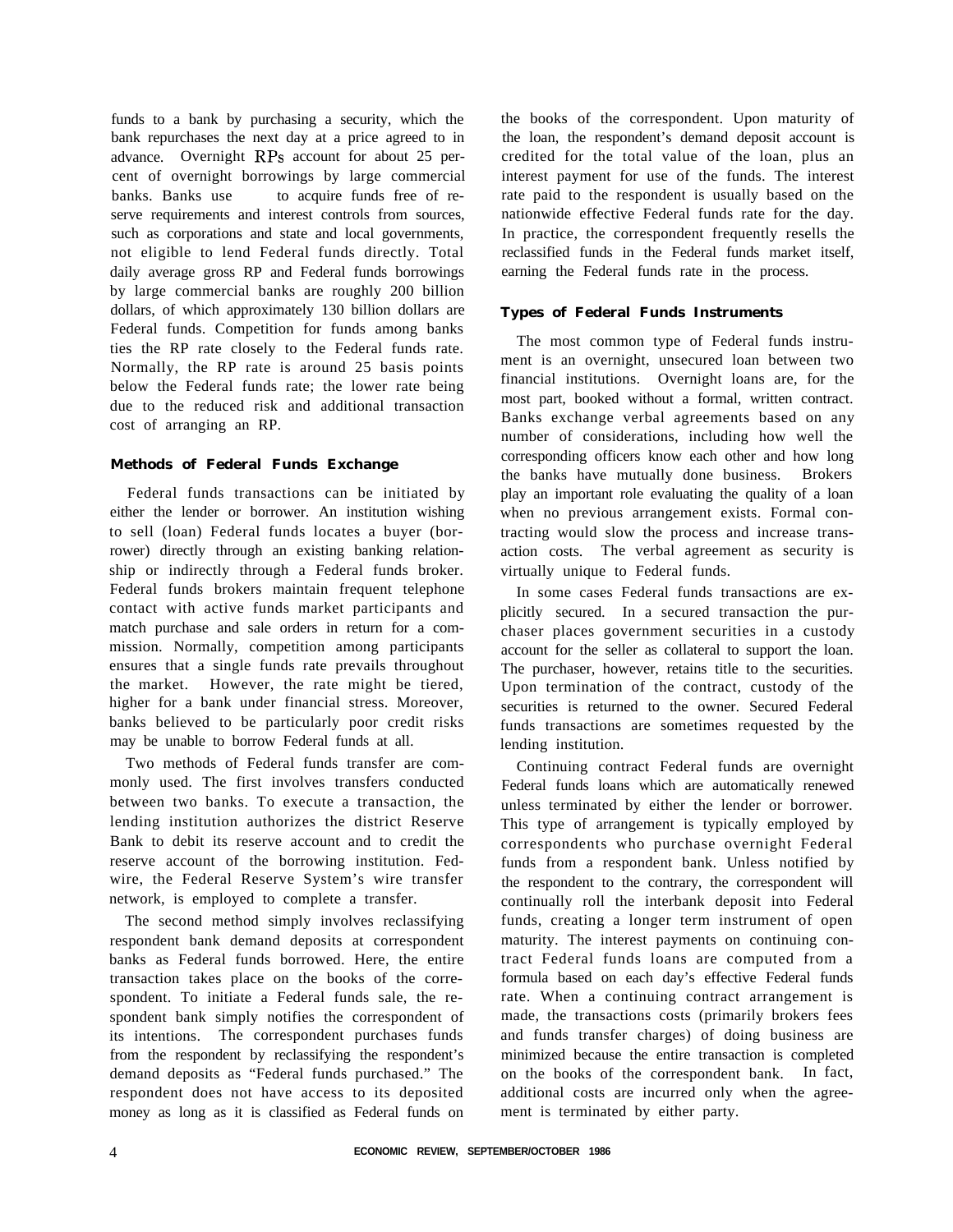funds to a bank by purchasing a security, which the bank repurchases the next day at a price agreed to in advance. Overnight RPs account for about 25 percent of overnight borrowings by large commercial banks. Banks use to acquire funds free of reserve requirements and interest controls from sources, such as corporations and state and local governments, not eligible to lend Federal funds directly. Total daily average gross RP and Federal funds borrowings by large commercial banks are roughly 200 billion dollars, of which approximately 130 billion dollars are Federal funds. Competition for funds among banks ties the RP rate closely to the Federal funds rate. Normally, the RP rate is around 25 basis points below the Federal funds rate; the lower rate being due to the reduced risk and additional transaction cost of arranging an RP.

### Methods of Federal Funds Exchange

Federal funds transactions can be initiated by either the lender or borrower. An institution wishing to sell (loan) Federal funds locates a buyer (borrower) directly through an existing banking relationship or indirectly through a Federal funds broker. Federal funds brokers maintain frequent telephone contact with active funds market participants and match purchase and sale orders in return for a commission. Normally, competition among participants ensures that a single funds rate prevails throughout the market. However, the rate might be tiered, higher for a bank under financial stress. Moreover, banks believed to be particularly poor credit risks may be unable to borrow Federal funds at all.

Two methods of Federal funds transfer are commonly used. The first involves transfers conducted between two banks. To execute a transaction, the lending institution authorizes the district Reserve Bank to debit its reserve account and to credit the reserve account of the borrowing institution. Fedwire, the Federal Reserve System's wire transfer network, is employed to complete a transfer.

The second method simply involves reclassifying respondent bank demand deposits at correspondent banks as Federal funds borrowed. Here, the entire transaction takes place on the books of the correspondent. To initiate a Federal funds sale, the respondent bank simply notifies the correspondent of its intentions. The correspondent purchases funds from the respondent by reclassifying the respondent's demand deposits as "Federal funds purchased." The respondent does not have access to its deposited money as long as it is classified as Federal funds on the books of the correspondent. Upon maturity of the loan, the respondent's demand deposit account is credited for the total value of the loan, plus an interest payment for use of the funds. The interest rate paid to the respondent is usually based on the nationwide effective Federal funds rate for the day. In practice, the correspondent frequently resells the reclassified funds in the Federal funds market itself, earning the Federal funds rate in the process.

### Types of Federal Funds Instruments

The most common type of Federal funds instrument is an overnight, unsecured loan between two financial institutions. Overnight loans are, for the most part, booked without a formal, written contract. Banks exchange verbal agreements based on any number of considerations, including how well the corresponding officers know each other and how long the banks have mutually done business. Brokers play an important role evaluating the quality of a loan when no previous arrangement exists. Formal contracting would slow the process and increase transaction costs. The verbal agreement as security is virtually unique to Federal funds.

In some cases Federal funds transactions are explicitly secured. In a secured transaction the purchaser places government securities in a custody account for the seller as collateral to support the loan. The purchaser, however, retains title to the securities. Upon termination of the contract, custody of the securities is returned to the owner. Secured Federal funds transactions are sometimes requested by the lending institution.

Continuing contract Federal funds are overnight Federal funds loans which are automatically renewed unless terminated by either the lender or borrower. This type of arrangement is typically employed by correspondents who purchase overnight Federal funds from a respondent bank. Unless notified by the respondent to the contrary, the correspondent will continually roll the interbank deposit into Federal funds, creating a longer term instrument of open maturity. The interest payments on continuing contract Federal funds loans are computed from a formula based on each day's effective Federal funds rate. When a continuing contract arrangement is made, the transactions costs (primarily brokers fees and funds transfer charges) of doing business are minimized because the entire transaction is completed on the books of the correspondent bank. In fact, additional costs are incurred only when the agreement is terminated by either party.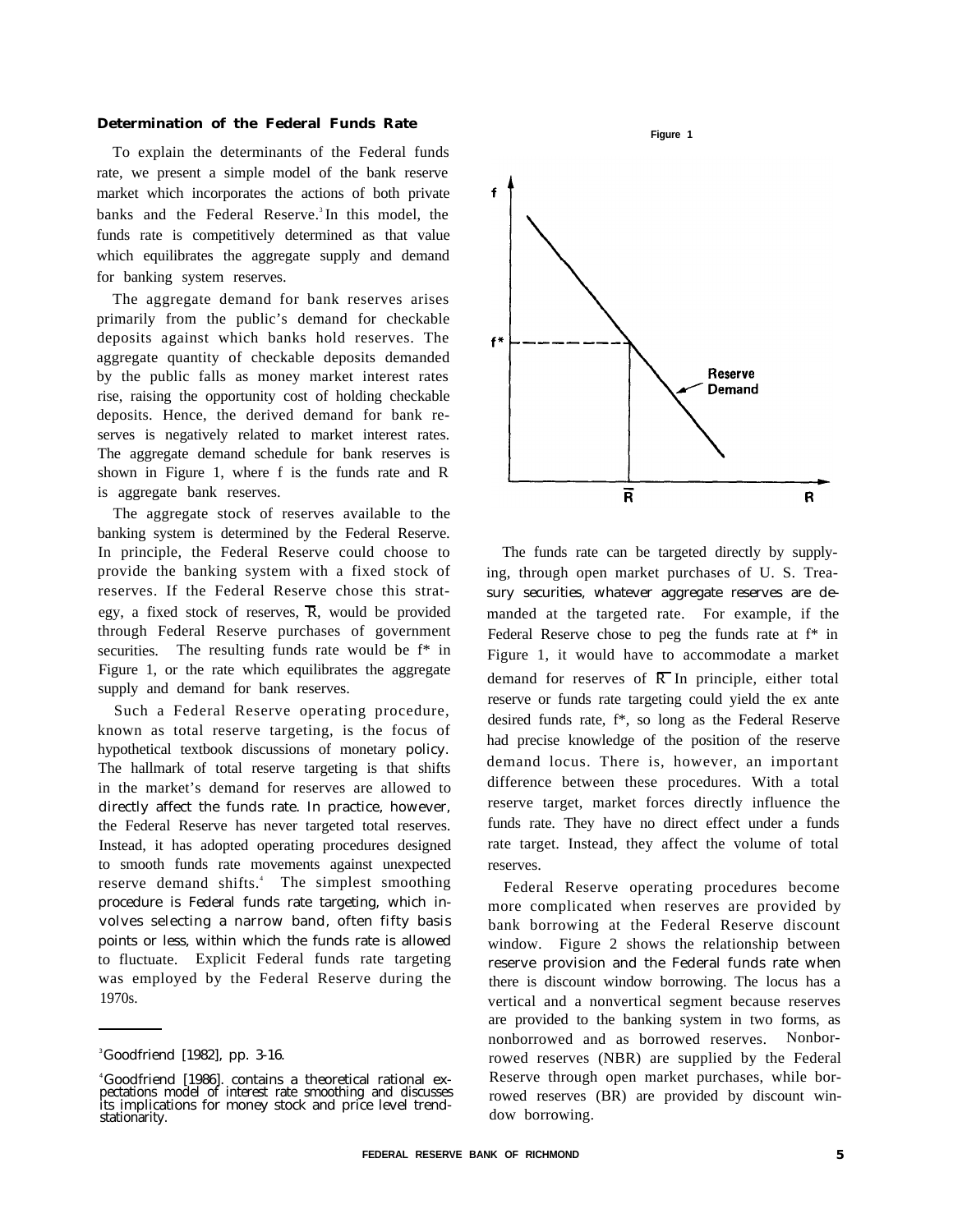## Determination of the Federal Funds Rate

To explain the determinants of the Federal funds rate, we present a simple model of the bank reserve market which incorporates the actions of both private banks and the Federal Reserve.[3] In this model, the funds rate is competitively determined as that value which equilibrates the aggregate supply and demand for banking system reserves.

The aggregate demand for bank reserves arises primarily from the public's demand for checkable deposits against which banks hold reserves. The aggregate quantity of checkable deposits demanded by the public falls as money market interest rates rise, raising the opportunity cost of holding checkable deposits. Hence, the derived demand for bank reserves is negatively related to market interest rates. The aggregate demand schedule for bank reserves is shown in Figure 1, where f is the funds rate and R is aggregate bank reserves.

The aggregate stock of reserves available to the banking system is determined by the Federal Reserve. In principle, the Federal Reserve could choose to provide the banking system with a fixed stock of reserves. If the Federal Reserve chose this strategy, a fixed stock of reserves, $\overline{R}$, would be provided through Federal Reserve purchases of government securities. The resulting funds rate would be f* in Figure 1, or the rate which equilibrates the aggregate supply and demand for bank reserves.

Such a Federal Reserve operating procedure, known as total reserve targeting, is the focus of hypothetical textbook discussions of monetary policy. The hallmark of total reserve targeting is that shifts in the market's demand for reserves are allowed to directly affect the funds rate. In practice, however, the Federal Reserve has never targeted total reserves. Instead, it has adopted operating procedures designed to smooth funds rate movements against unexpected reserve demand shifts.[4] The simplest smoothing procedure is Federal funds rate targeting, which involves selecting a narrow band, often fifty basis points or less, within which the funds rate is allowed to fluctuate. Explicit Federal funds rate targeting was employed by the Federal Reserve during the 1970s.

Figure 1

f

f*

Reserve Demand

$\overline{R}$

R

The funds rate can be targeted directly by supplying, through open market purchases of U. S. Treasury securities, whatever aggregate reserves are demanded at the targeted rate. For example, if the Federal Reserve chose to peg the funds rate at f* in Figure 1, it would have to accommodate a market demand for reserves of $\overline{R}$ In principle, either total reserve or funds rate targeting could yield the ex ante desired funds rate, f*, so long as the Federal Reserve had precise knowledge of the position of the reserve demand locus. There is, however, an important difference between these procedures. With a total reserve target, market forces directly influence the funds rate. They have no direct effect under a funds rate target. Instead, they affect the volume of total reserves.

Federal Reserve operating procedures become more complicated when reserves are provided by bank borrowing at the Federal Reserve discount window. Figure 2 shows the relationship between reserve provision and the Federal funds rate when there is discount window borrowing. The locus has a vertical and a nonvertical segment because reserves are provided to the banking system in two forms, as nonborrowed and as borrowed reserves. Nonborrowed reserves (NBR) are supplied by the Federal Reserve through open market purchases, while borrowed reserves (BR) are provided by discount window borrowing.

---

[3] Goodfriend [1982], pp. 3-16.

[4] Goodfriend [1986]. contains a theoretical rational expectations model of interest rate smoothing and discusses its implications for money stock and price level trend-stationarity.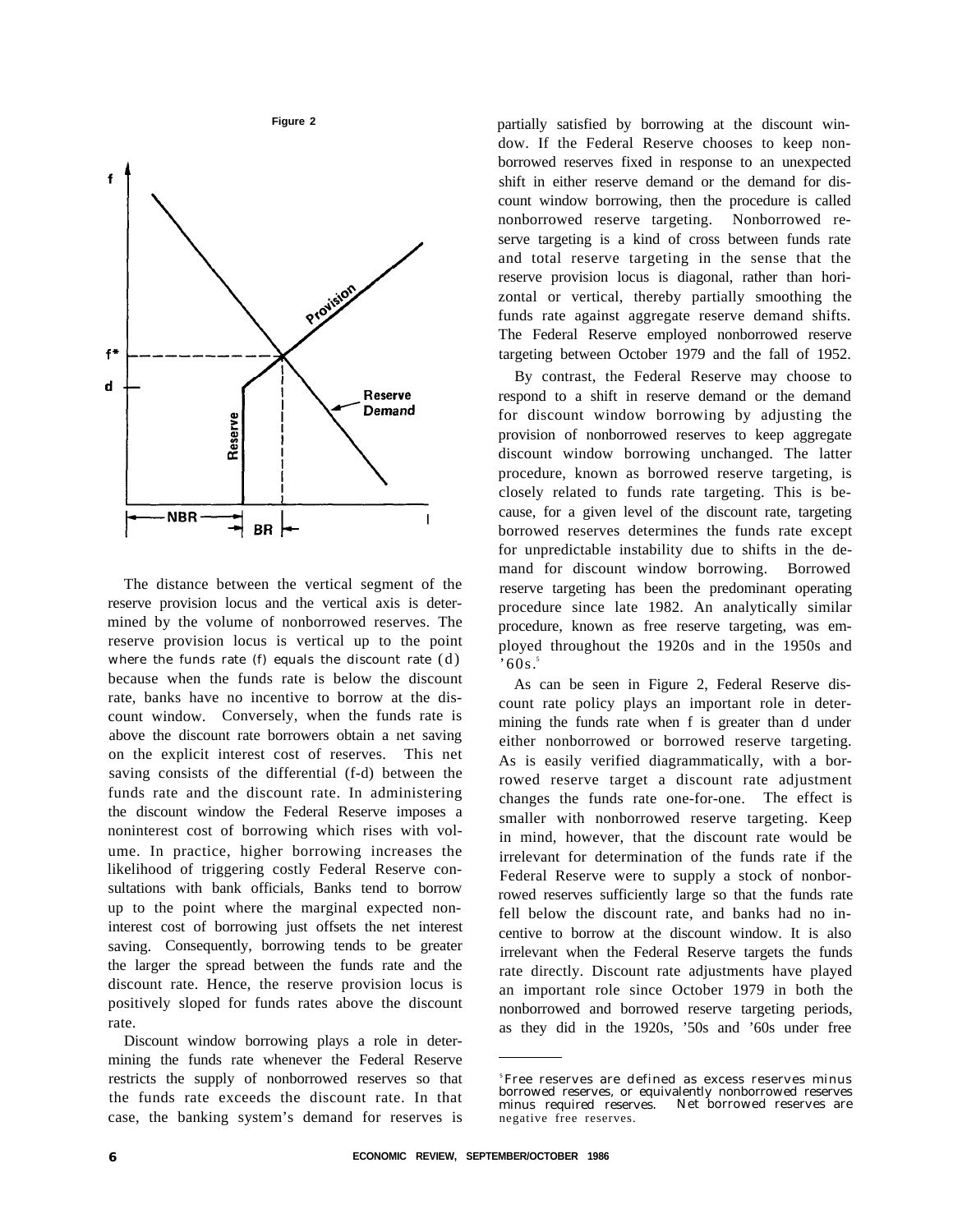Figure 2

The distance between the vertical segment of the reserve provision locus and the vertical axis is determined by the volume of nonborrowed reserves. The reserve provision locus is vertical up to the point where the funds rate (f) equals the discount rate (d) because when the funds rate is below the discount rate, banks have no incentive to borrow at the discount window. Conversely, when the funds rate is above the discount rate borrowers obtain a net saving on the explicit interest cost of reserves. This net saving consists of the differential (f-d) between the funds rate and the discount rate. In administering the discount window the Federal Reserve imposes a noninterest cost of borrowing which rises with volume. In practice, higher borrowing increases the likelihood of triggering costly Federal Reserve consultations with bank officials, Banks tend to borrow up to the point where the marginal expected noninterest cost of borrowing just offsets the net interest saving. Consequently, borrowing tends to be greater the larger the spread between the funds rate and the discount rate. Hence, the reserve provision locus is positively sloped for funds rates above the discount rate.

Discount window borrowing plays a role in determining the funds rate whenever the Federal Reserve restricts the supply of nonborrowed reserves so that the funds rate exceeds the discount rate. In that case, the banking system's demand for reserves is partially satisfied by borrowing at the discount window. If the Federal Reserve chooses to keep nonborrowed reserves fixed in response to an unexpected shift in either reserve demand or the demand for discount window borrowing, then the procedure is called nonborrowed reserve targeting. Nonborrowed reserve targeting is a kind of cross between funds rate and total reserve targeting in the sense that the reserve provision locus is diagonal, rather than horizontal or vertical, thereby partially smoothing the funds rate against aggregate reserve demand shifts. The Federal Reserve employed nonborrowed reserve targeting between October 1979 and the fall of 1952.

By contrast, the Federal Reserve may choose to respond to a shift in reserve demand or the demand for discount window borrowing by adjusting the provision of nonborrowed reserves to keep aggregate discount window borrowing unchanged. The latter procedure, known as borrowed reserve targeting, is closely related to funds rate targeting. This is because, for a given level of the discount rate, targeting borrowed reserves determines the funds rate except for unpredictable instability due to shifts in the demand for discount window borrowing. Borrowed reserve targeting has been the predominant operating procedure since late 1982. An analytically similar procedure, known as free reserve targeting, was employed throughout the 1920s and in the 1950s and '60s.[5]

As can be seen in Figure 2, Federal Reserve discount rate policy plays an important role in determining the funds rate when f is greater than d under either nonborrowed or borrowed reserve targeting. As is easily verified diagrammatically, with a borrowed reserve target a discount rate adjustment changes the funds rate one-for-one. The effect is smaller with nonborrowed reserve targeting. Keep in mind, however, that the discount rate would be irrelevant for determination of the funds rate if the Federal Reserve were to supply a stock of nonborrowed reserves sufficiently large so that the funds rate fell below the discount rate, and banks had no incentive to borrow at the discount window. It is also irrelevant when the Federal Reserve targets the funds rate directly. Discount rate adjustments have played an important role since October 1979 in both the nonborrowed and borrowed reserve targeting periods, as they did in the 1920s, '50s and '60s under free

[5] Free reserves are defined as excess reserves minus borrowed reserves, or equivalently nonborrowed reserves minus required reserves. Net borrowed reserves are negative free reserves.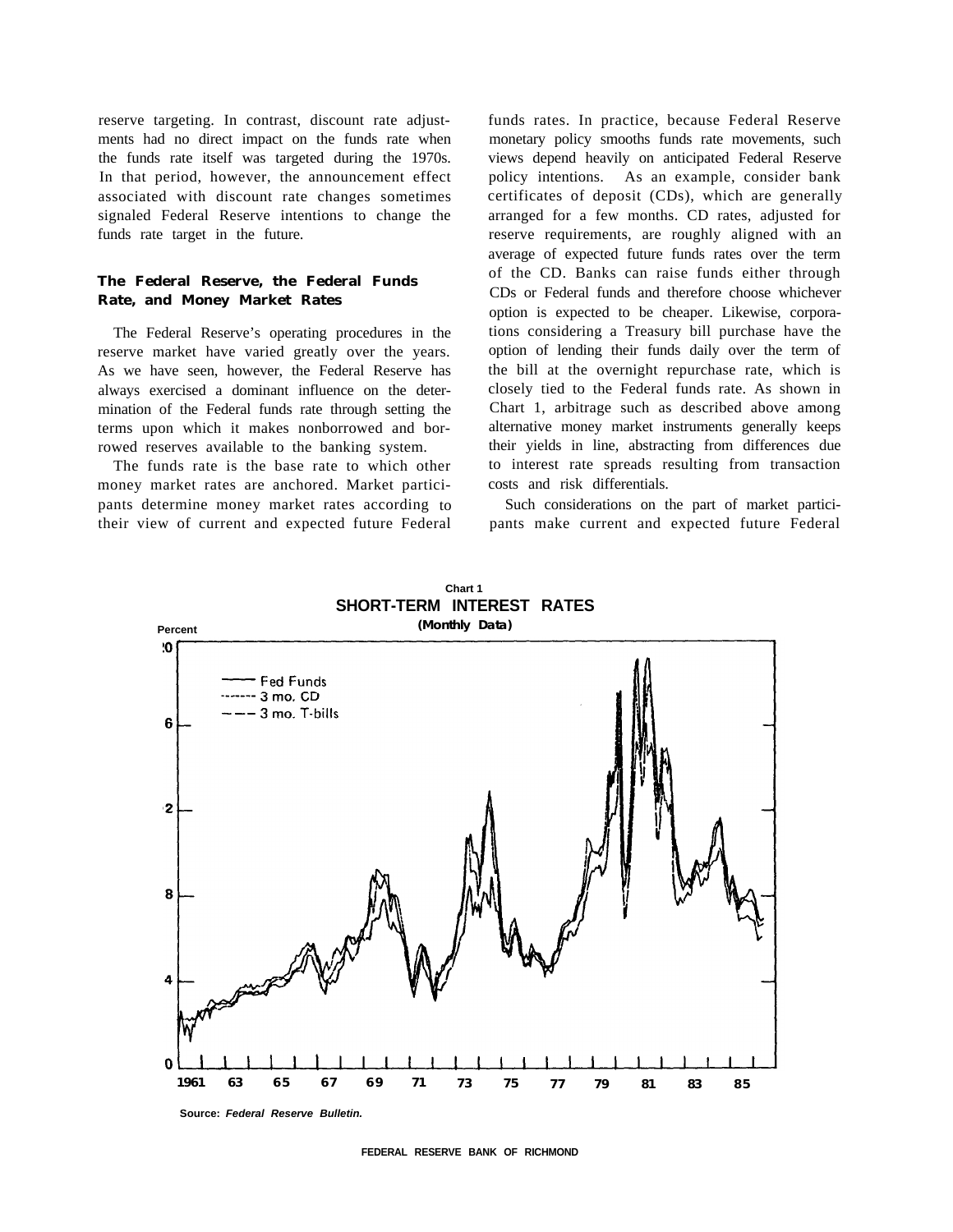reserve targeting. In contrast, discount rate adjustments had no direct impact on the funds rate when the funds rate itself was targeted during the 1970s. In that period, however, the announcement effect associated with discount rate changes sometimes signaled Federal Reserve intentions to change the funds rate target in the future.

## The Federal Reserve, the Federal Funds Rate, and Money Market Rates

The Federal Reserve's operating procedures in the reserve market have varied greatly over the years. As we have seen, however, the Federal Reserve has always exercised a dominant influence on the determination of the Federal funds rate through setting the terms upon which it makes nonborrowed and borrowed reserves available to the banking system.

The funds rate is the base rate to which other money market rates are anchored. Market participants determine money market rates according to their view of current and expected future Federal funds rates. In practice, because Federal Reserve monetary policy smooths funds rate movements, such views depend heavily on anticipated Federal Reserve policy intentions. As an example, consider bank certificates of deposit (CDs), which are generally arranged for a few months. CD rates, adjusted for reserve requirements, are roughly aligned with an average of expected future funds rates over the term of the CD. Banks can raise funds either through CDs or Federal funds and therefore choose whichever option is expected to be cheaper. Likewise, corporations considering a Treasury bill purchase have the option of lending their funds daily over the term of the bill at the overnight repurchase rate, which is closely tied to the Federal funds rate. As shown in Chart 1, arbitrage such as described above among alternative money market instruments generally keeps their yields in line, abstracting from differences due to interest rate spreads resulting from transaction costs and risk differentials.

Such considerations on the part of market participants make current and expected future Federal

Chart 1
SHORT-TERM INTEREST RATES
(Monthly Data)

Percent
20
16
12
8
4
0

Fed Funds
3 mo. CD
3 mo. T-bills

1961 63 65 67 69 71 73 75 77 79 81 83 85

Source: *Federal Reserve Bulletin.*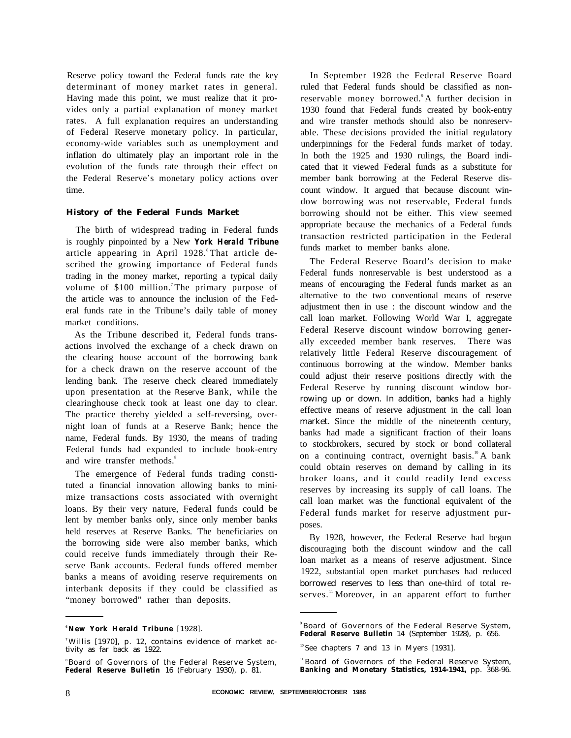Reserve policy toward the Federal funds rate the key determinant of money market rates in general. Having made this point, we must realize that it provides only a partial explanation of money market rates. A full explanation requires an understanding of Federal Reserve monetary policy. In particular, economy-wide variables such as unemployment and inflation do ultimately play an important role in the evolution of the funds rate through their effect on the Federal Reserve's monetary policy actions over time.

### History of the Federal Funds Market

The birth of widespread trading in Federal funds is roughly pinpointed by a New *York Herald Tribune* article appearing in April 1928.[6] That article described the growing importance of Federal funds trading in the money market, reporting a typical daily volume of $100 million.[7] The primary purpose of the article was to announce the inclusion of the Federal funds rate in the Tribune's daily table of money market conditions.

As the Tribune described it, Federal funds transactions involved the exchange of a check drawn on the clearing house account of the borrowing bank for a check drawn on the reserve account of the lending bank. The reserve check cleared immediately upon presentation at the Reserve Bank, while the clearinghouse check took at least one day to clear. The practice thereby yielded a self-reversing, overnight loan of funds at a Reserve Bank; hence the name, Federal funds. By 1930, the means of trading Federal funds had expanded to include book-entry and wire transfer methods.[8]

The emergence of Federal funds trading constituted a financial innovation allowing banks to minimize transactions costs associated with overnight loans. By their very nature, Federal funds could be lent by member banks only, since only member banks held reserves at Reserve Banks. The beneficiaries on the borrowing side were also member banks, which could receive funds immediately through their Reserve Bank accounts. Federal funds offered member banks a means of avoiding reserve requirements on interbank deposits if they could be classified as "money borrowed" rather than deposits.

In September 1928 the Federal Reserve Board ruled that Federal funds should be classified as nonreservable money borrowed.[9] A further decision in 1930 found that Federal funds created by book-entry and wire transfer methods should also be nonreservable. These decisions provided the initial regulatory underpinnings for the Federal funds market of today. In both the 1925 and 1930 rulings, the Board indicated that it viewed Federal funds as a substitute for member bank borrowing at the Federal Reserve discount window. It argued that because discount window borrowing was not reservable, Federal funds borrowing should not be either. This view seemed appropriate because the mechanics of a Federal funds transaction restricted participation in the Federal funds market to member banks alone.

The Federal Reserve Board's decision to make Federal funds nonreservable is best understood as a means of encouraging the Federal funds market as an alternative to the two conventional means of reserve adjustment then in use : the discount window and the call loan market. Following World War I, aggregate Federal Reserve discount window borrowing generally exceeded member bank reserves. There was relatively little Federal Reserve discouragement of continuous borrowing at the window. Member banks could adjust their reserve positions directly with the Federal Reserve by running discount window borrowing up or down. In addition, banks had a highly effective means of reserve adjustment in the call loan market. Since the middle of the nineteenth century, banks had made a significant fraction of their loans to stockbrokers, secured by stock or bond collateral on a continuing contract, overnight basis.[10] A bank could obtain reserves on demand by calling in its broker loans, and it could readily lend excess reserves by increasing its supply of call loans. The call loan market was the functional equivalent of the Federal funds market for reserve adjustment purposes.

By 1928, however, the Federal Reserve had begun discouraging both the discount window and the call loan market as a means of reserve adjustment. Since 1922, substantial open market purchases had reduced borrowed reserves to less than one-third of total reserves.[11] Moreover, in an apparent effort to further

---

[6] **New York Herald Tribune** [1928].

[7] Willis [1970], p. 12, contains evidence of market activity as far back as 1922.

[8] Board of Governors of the Federal Reserve System, **Federal Reserve Bulletin** 16 (February 1930), p. 81.

[9] Board of Governors of the Federal Reserve System, **Federal Reserve Bulletin** 14 (September 1928), p. 656.

[10] See chapters 7 and 13 in Myers [1931].

[11] Board of Governors of the Federal Reserve System, **Banking and Monetary Statistics, 1914-1941,** pp. 368-96.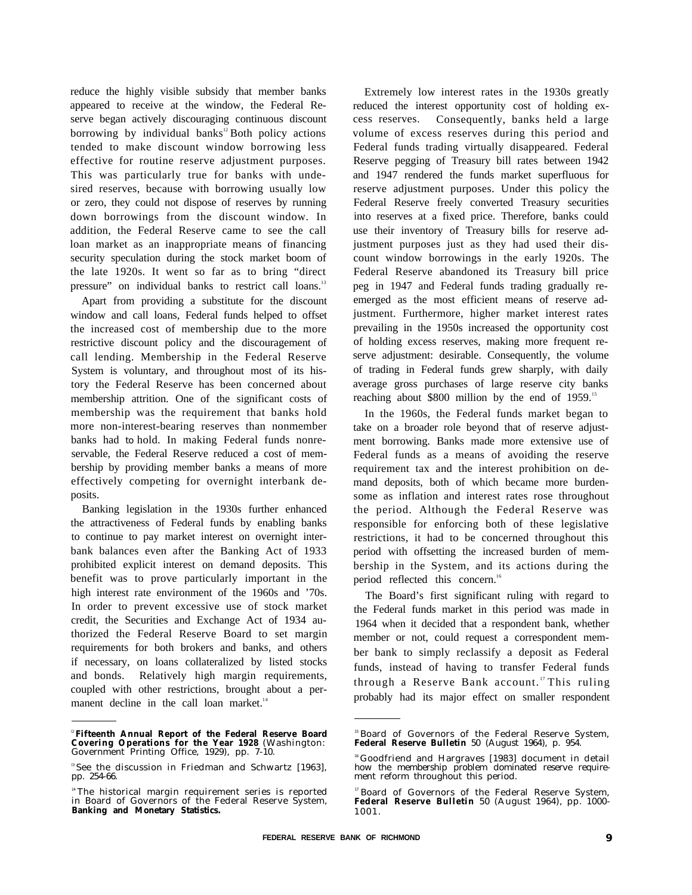reduce the highly visible subsidy that member banks appeared to receive at the window, the Federal Reserve began actively discouraging continuous discount borrowing by individual banks[12] Both policy actions tended to make discount window borrowing less effective for routine reserve adjustment purposes. This was particularly true for banks with undesired reserves, because with borrowing usually low or zero, they could not dispose of reserves by running down borrowings from the discount window. In addition, the Federal Reserve came to see the call loan market as an inappropriate means of financing security speculation during the stock market boom of the late 1920s. It went so far as to bring "direct pressure" on individual banks to restrict call loans.[13]

Apart from providing a substitute for the discount window and call loans, Federal funds helped to offset the increased cost of membership due to the more restrictive discount policy and the discouragement of call lending. Membership in the Federal Reserve System is voluntary, and throughout most of its history the Federal Reserve has been concerned about membership attrition. One of the significant costs of membership was the requirement that banks hold more non-interest-bearing reserves than nonmember banks had to hold. In making Federal funds nonreservable, the Federal Reserve reduced a cost of membership by providing member banks a means of more effectively competing for overnight interbank deposits.

Banking legislation in the 1930s further enhanced the attractiveness of Federal funds by enabling banks to continue to pay market interest on overnight interbank balances even after the Banking Act of 1933 prohibited explicit interest on demand deposits. This benefit was to prove particularly important in the high interest rate environment of the 1960s and '70s. In order to prevent excessive use of stock market credit, the Securities and Exchange Act of 1934 authorized the Federal Reserve Board to set margin requirements for both brokers and banks, and others if necessary, on loans collateralized by listed stocks and bonds. Relatively high margin requirements, coupled with other restrictions, brought about a permanent decline in the call loan market.[14]

Extremely low interest rates in the 1930s greatly reduced the interest opportunity cost of holding excess reserves. Consequently, banks held a large volume of excess reserves during this period and Federal funds trading virtually disappeared. Federal Reserve pegging of Treasury bill rates between 1942 and 1947 rendered the funds market superfluous for reserve adjustment purposes. Under this policy the Federal Reserve freely converted Treasury securities into reserves at a fixed price. Therefore, banks could use their inventory of Treasury bills for reserve adjustment purposes just as they had used their discount window borrowings in the early 1920s. The Federal Reserve abandoned its Treasury bill price peg in 1947 and Federal funds trading gradually reemerged as the most efficient means of reserve adjustment. Furthermore, higher market interest rates prevailing in the 1950s increased the opportunity cost of holding excess reserves, making more frequent reserve adjustment: desirable. Consequently, the volume of trading in Federal funds grew sharply, with daily average gross purchases of large reserve city banks reaching about \$800 million by the end of 1959.[15]

In the 1960s, the Federal funds market began to take on a broader role beyond that of reserve adjustment borrowing. Banks made more extensive use of Federal funds as a means of avoiding the reserve requirement tax and the interest prohibition on demand deposits, both of which became more burdensome as inflation and interest rates rose throughout the period. Although the Federal Reserve was responsible for enforcing both of these legislative restrictions, it had to be concerned throughout this period with offsetting the increased burden of membership in the System, and its actions during the period reflected this concern.[16]

The Board's first significant ruling with regard to the Federal funds market in this period was made in 1964 when it decided that a respondent bank, whether member or not, could request a correspondent member bank to simply reclassify a deposit as Federal funds, instead of having to transfer Federal funds through a Reserve Bank account.[17] This ruling probably had its major effect on smaller respondent

---

[12] **Fifteenth Annual Report of the Federal Reserve Board Covering Operations for the Year 1928** (Washington: Government Printing Office, 1929), pp. 7-10.

[13] See the discussion in Friedman and Schwartz [1963], pp. 254-66.

[14] The historical margin requirement series is reported in Board of Governors of the Federal Reserve System, **Banking and Monetary Statistics.**

[15] Board of Governors of the Federal Reserve System, **Federal Reserve Bulletin** 50 (August 1964), p. 954.

[16] Goodfriend and Hargraves [1983] document in detail how the membership problem dominated reserve requirement reform throughout this period.

[17] Board of Governors of the Federal Reserve System, **Federal Reserve Bulletin** 50 (August 1964), pp. 1000-1001.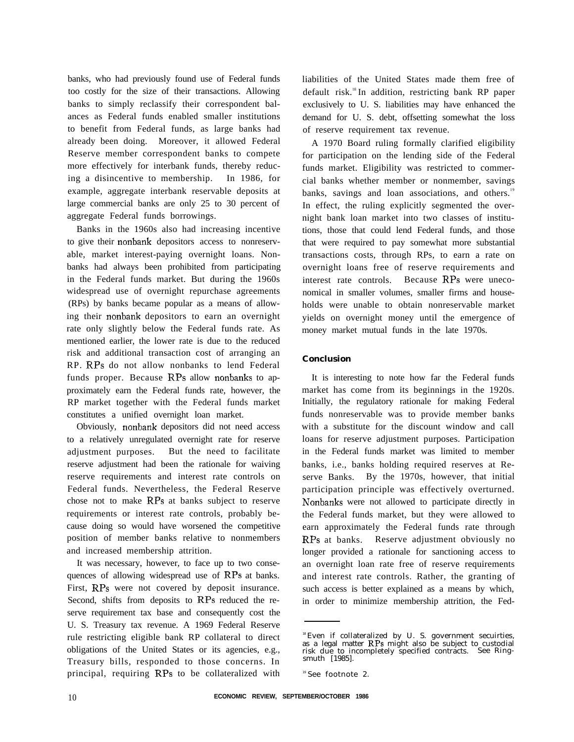banks, who had previously found use of Federal funds too costly for the size of their transactions. Allowing banks to simply reclassify their correspondent balances as Federal funds enabled smaller institutions to benefit from Federal funds, as large banks had already been doing. Moreover, it allowed Federal Reserve member correspondent banks to compete more effectively for interbank funds, thereby reducing a disincentive to membership. In 1986, for example, aggregate interbank reservable deposits at large commercial banks are only 25 to 30 percent of aggregate Federal funds borrowings.

Banks in the 1960s also had increasing incentive to give their nonbank depositors access to nonreservable, market interest-paying overnight loans. Nonbanks had always been prohibited from participating in the Federal funds market. But during the 1960s widespread use of overnight repurchase agreements (RPs) by banks became popular as a means of allowing their nonbank depositors to earn an overnight rate only slightly below the Federal funds rate. As mentioned earlier, the lower rate is due to the reduced risk and additional transaction cost of arranging an RP. RPs do not allow nonbanks to lend Federal funds proper. Because RPs allow nonbanks to approximately earn the Federal funds rate, however, the RP market together with the Federal funds market constitutes a unified overnight loan market.

Obviously, nonbank depositors did not need access to a relatively unregulated overnight rate for reserve adjustment purposes. But the need to facilitate reserve adjustment had been the rationale for waiving reserve requirements and interest rate controls on Federal funds. Nevertheless, the Federal Reserve chose not to make RPs at banks subject to reserve requirements or interest rate controls, probably because doing so would have worsened the competitive position of member banks relative to nonmembers and increased membership attrition.

It was necessary, however, to face up to two consequences of allowing widespread use of RPs at banks. First, RPs were not covered by deposit insurance. Second, shifts from deposits to RPs reduced the reserve requirement tax base and consequently cost the U. S. Treasury tax revenue. A 1969 Federal Reserve rule restricting eligible bank RP collateral to direct obligations of the United States or its agencies, e.g., Treasury bills, responded to those concerns. In principal, requiring RPs to be collateralized with liabilities of the United States made them free of default risk.[18] In addition, restricting bank RP paper exclusively to U. S. liabilities may have enhanced the demand for U. S. debt, offsetting somewhat the loss of reserve requirement tax revenue.

A 1970 Board ruling formally clarified eligibility for participation on the lending side of the Federal funds market. Eligibility was restricted to commercial banks whether member or nonmember, savings banks, savings and loan associations, and others.[19] In effect, the ruling explicitly segmented the overnight bank loan market into two classes of institutions, those that could lend Federal funds, and those that were required to pay somewhat more substantial transactions costs, through RPs, to earn a rate on overnight loans free of reserve requirements and interest rate controls. Because RPs were uneconomical in smaller volumes, smaller firms and households were unable to obtain nonreservable market yields on overnight money until the emergence of money market mutual funds in the late 1970s.

## Conclusion

It is interesting to note how far the Federal funds market has come from its beginnings in the 1920s. Initially, the regulatory rationale for making Federal funds nonreservable was to provide member banks with a substitute for the discount window and call loans for reserve adjustment purposes. Participation in the Federal funds market was limited to member banks, i.e., banks holding required reserves at Reserve Banks. By the 1970s, however, that initial participation principle was effectively overturned. Nonbanks were not allowed to participate directly in the Federal funds market, but they were allowed to earn approximately the Federal funds rate through RPs at banks. Reserve adjustment obviously no longer provided a rationale for sanctioning access to an overnight loan rate free of reserve requirements and interest rate controls. Rather, the granting of such access is better explained as a means by which, in order to minimize membership attrition, the Fed-

---

[18] Even if collateralized by U. S. government secuirties, as a legal matter RPs might also be subject to custodial risk due to incompletely specified contracts. See Ringsmuth [1985].

[19] See footnote 2.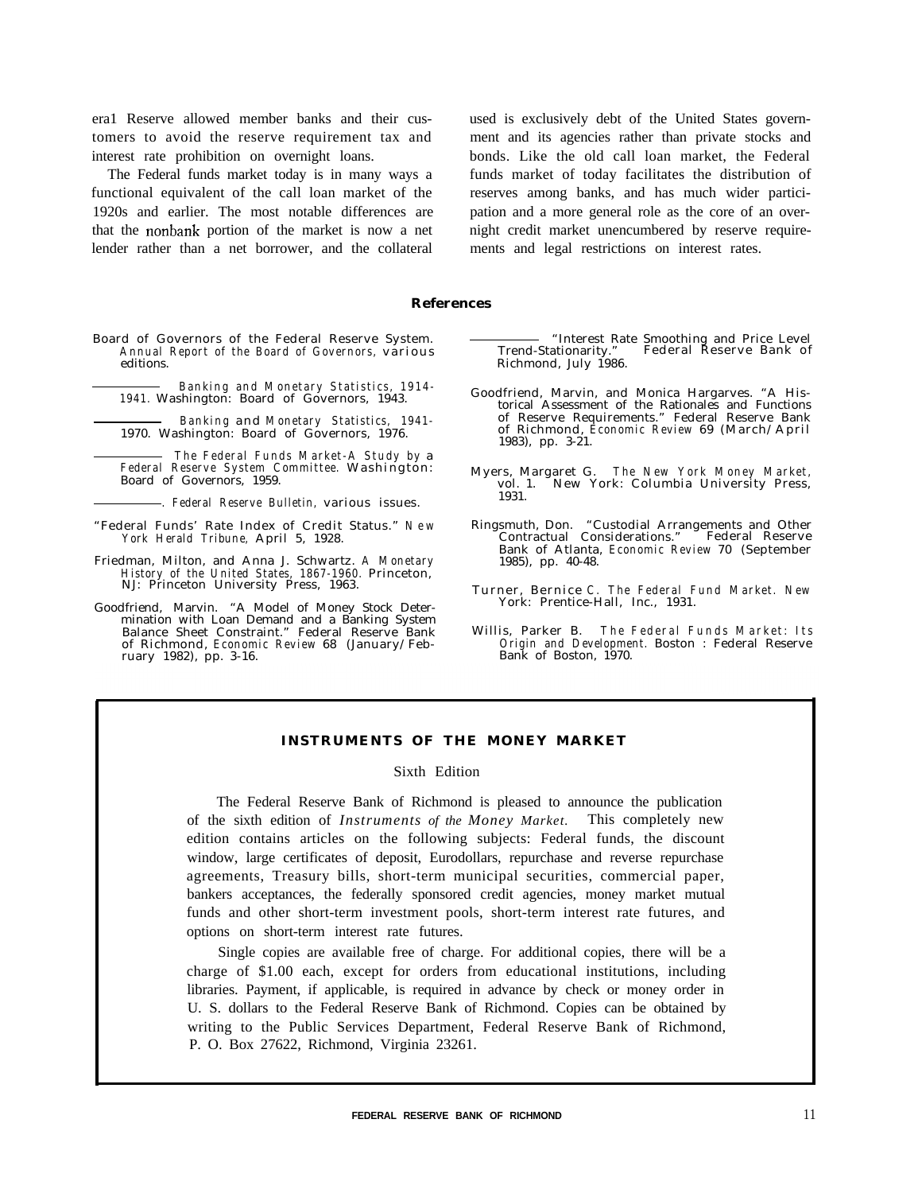era1 Reserve allowed member banks and their customers to avoid the reserve requirement tax and interest rate prohibition on overnight loans.

The Federal funds market today is in many ways a functional equivalent of the call loan market of the 1920s and earlier. The most notable differences are that the nonbank portion of the market is now a net lender rather than a net borrower, and the collateral used is exclusively debt of the United States government and its agencies rather than private stocks and bonds. Like the old call loan market, the Federal funds market of today facilitates the distribution of reserves among banks, and has much wider participation and a more general role as the core of an overnight credit market unencumbered by reserve requirements and legal restrictions on interest rates.

## References

Board of Governors of the Federal Reserve System. *Annual Report of the Board of Governors,* various editions.

\_\_\_\_\_\_\_\_\_\_. *Banking and Monetary Statistics, 1914-1941.* Washington: Board of Governors, 1943.

\_\_\_\_\_\_\_\_\_\_. *Banking and Monetary Statistics, 1941-1970.* Washington: Board of Governors, 1976.

\_\_\_\_\_\_\_\_\_\_. *The Federal Funds Market-A Study by a Federal Reserve System Committee.* Washington: Board of Governors, 1959.

\_\_\_\_\_\_\_\_\_\_. *Federal Reserve Bulletin,* various issues.

"Federal Funds' Rate Index of Credit Status." *New York Herald Tribune,* April 5, 1928.

Friedman, Milton, and Anna J. Schwartz. *A Monetary History of the United States, 1867-1960.* Princeton, NJ: Princeton University Press, 1963.

Goodfriend, Marvin. "A Model of Money Stock Determination with Loan Demand and a Banking System Balance Sheet Constraint." Federal Reserve Bank of Richmond, *Economic Review* 68 (January/February 1982), pp. 3-16.

\_\_\_\_\_\_\_\_\_\_. "Interest Rate Smoothing and Price Level Trend-Stationarity." Federal Reserve Bank of Richmond, July 1986.

Goodfriend, Marvin, and Monica Hargarves. "A Historical Assessment of the Rationales and Functions of Reserve Requirements." Federal Reserve Bank of Richmond, *Economic Review* 69 (March/April 1983), pp. 3-21.

Myers, Margaret G. *The New York Money Market,* vol. 1. New York: Columbia University Press, 1931.

Ringsmuth, Don. "Custodial Arrangements and Other Contractual Considerations." Federal Reserve Bank of Atlanta, *Economic Review* 70 (September 1985), pp. 40-48.

Turner, Bernice C. *The Federal Fund Market.* New York: Prentice-Hall, Inc., 1931.

Willis, Parker B. *The Federal Funds Market: Its Origin and Development.* Boston : Federal Reserve Bank of Boston, 1970.

---

**INSTRUMENTS OF THE MONEY MARKET**

Sixth Edition

The Federal Reserve Bank of Richmond is pleased to announce the publication of the sixth edition of *Instruments of the Money Market.* This completely new edition contains articles on the following subjects: Federal funds, the discount window, large certificates of deposit, Eurodollars, repurchase and reverse repurchase agreements, Treasury bills, short-term municipal securities, commercial paper, bankers acceptances, the federally sponsored credit agencies, money market mutual funds and other short-term investment pools, short-term interest rate futures, and options on short-term interest rate futures.

Single copies are available free of charge. For additional copies, there will be a charge of $1.00 each, except for orders from educational institutions, including libraries. Payment, if applicable, is required in advance by check or money order in U. S. dollars to the Federal Reserve Bank of Richmond. Copies can be obtained by writing to the Public Services Department, Federal Reserve Bank of Richmond, P. O. Box 27622, Richmond, Virginia 23261.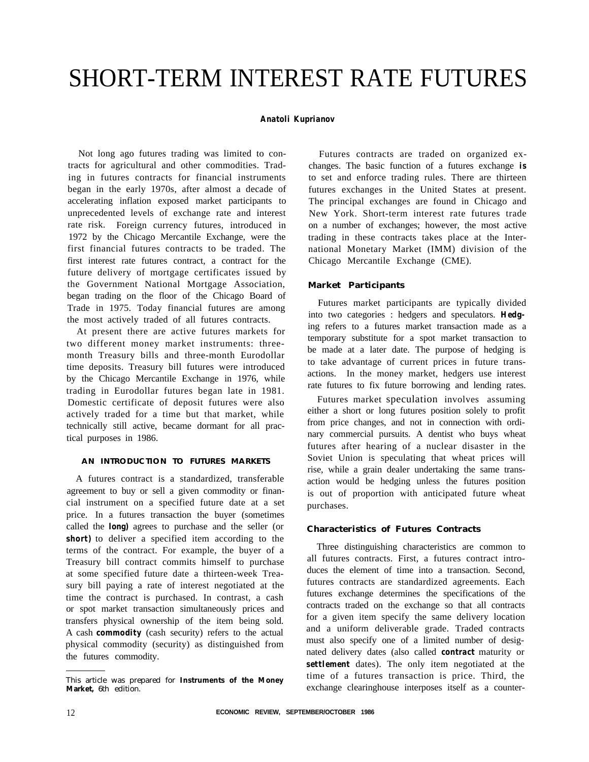# SHORT-TERM INTEREST RATE FUTURES

**Anatoli Kuprianov**

Not long ago futures trading was limited to contracts for agricultural and other commodities. Trading in futures contracts for financial instruments began in the early 1970s, after almost a decade of accelerating inflation exposed market participants to unprecedented levels of exchange rate and interest rate risk. Foreign currency futures, introduced in 1972 by the Chicago Mercantile Exchange, were the first financial futures contracts to be traded. The first interest rate futures contract, a contract for the future delivery of mortgage certificates issued by the Government National Mortgage Association, began trading on the floor of the Chicago Board of Trade in 1975. Today financial futures are among the most actively traded of all futures contracts.

At present there are active futures markets for two different money market instruments: three-month Treasury bills and three-month Eurodollar time deposits. Treasury bill futures were introduced by the Chicago Mercantile Exchange in 1976, while trading in Eurodollar futures began late in 1981. Domestic certificate of deposit futures were also actively traded for a time but that market, while technically still active, became dormant for all practical purposes in 1986.

## AN INTRODUCTION TO FUTURES MARKETS

A futures contract is a standardized, transferable agreement to buy or sell a given commodity or financial instrument on a specified future date at a set price. In a futures transaction the buyer (sometimes called the **long)** agrees to purchase and the seller (or **short)** to deliver a specified item according to the terms of the contract. For example, the buyer of a Treasury bill contract commits himself to purchase at some specified future date a thirteen-week Treasury bill paying a rate of interest negotiated at the time the contract is purchased. In contrast, a cash or spot market transaction simultaneously prices and transfers physical ownership of the item being sold. A cash **commodity** (cash security) refers to the actual physical commodity (security) as distinguished from the futures commodity.

Futures contracts are traded on organized exchanges. The basic function of a futures exchange **is** to set and enforce trading rules. There are thirteen futures exchanges in the United States at present. The principal exchanges are found in Chicago and New York. Short-term interest rate futures trade on a number of exchanges; however, the most active trading in these contracts takes place at the International Monetary Market (IMM) division of the Chicago Mercantile Exchange (CME).

### Market Participants

Futures market participants are typically divided into two categories : hedgers and speculators. **Hedging** refers to a futures market transaction made as a temporary substitute for a spot market transaction to be made at a later date. The purpose of hedging is to take advantage of current prices in future transactions. In the money market, hedgers use interest rate futures to fix future borrowing and lending rates.

Futures market speculation involves assuming either a short or long futures position solely to profit from price changes, and not in connection with ordinary commercial pursuits. A dentist who buys wheat futures after hearing of a nuclear disaster in the Soviet Union is speculating that wheat prices will rise, while a grain dealer undertaking the same transaction would be hedging unless the futures position is out of proportion with anticipated future wheat purchases.

### Characteristics of Futures Contracts

Three distinguishing characteristics are common to all futures contracts. First, a futures contract introduces the element of time into a transaction. Second, futures contracts are standardized agreements. Each futures exchange determines the specifications of the contracts traded on the exchange so that all contracts for a given item specify the same delivery location and a uniform deliverable grade. Traded contracts must also specify one of a limited number of designated delivery dates (also called **contract** maturity or **settlement** dates). The only item negotiated at the time of a futures transaction is price. Third, the exchange clearinghouse interposes itself as a counter-

---

This article was prepared for **Instruments of the Money Market,** 6th edition.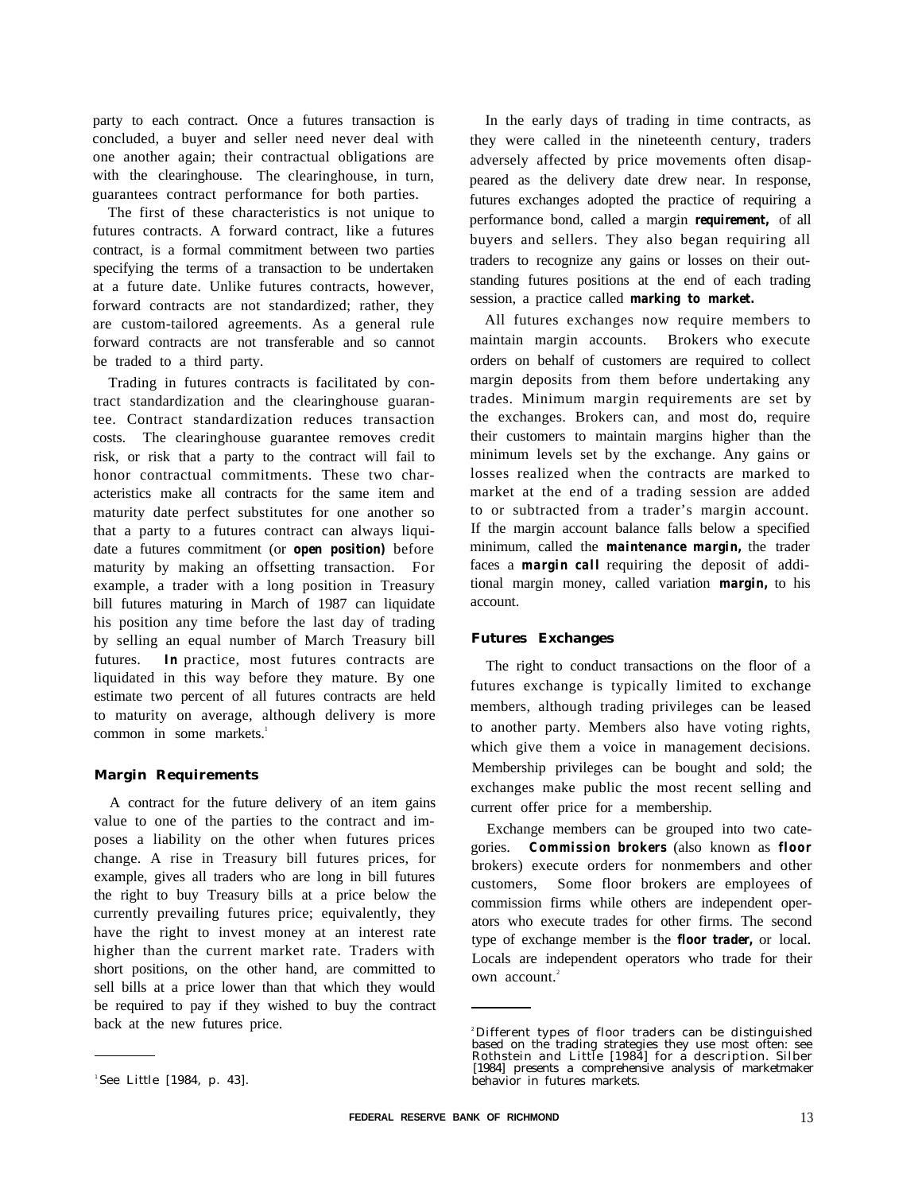party to each contract. Once a futures transaction is concluded, a buyer and seller need never deal with one another again; their contractual obligations are with the clearinghouse. The clearinghouse, in turn, guarantees contract performance for both parties.

The first of these characteristics is not unique to futures contracts. A forward contract, like a futures contract, is a formal commitment between two parties specifying the terms of a transaction to be undertaken at a future date. Unlike futures contracts, however, forward contracts are not standardized; rather, they are custom-tailored agreements. As a general rule forward contracts are not transferable and so cannot be traded to a third party.

Trading in futures contracts is facilitated by contract standardization and the clearinghouse guarantee. Contract standardization reduces transaction costs. The clearinghouse guarantee removes credit risk, or risk that a party to the contract will fail to honor contractual commitments. These two characteristics make all contracts for the same item and maturity date perfect substitutes for one another so that a party to a futures contract can always liquidate a futures commitment (or ***open position)*** before maturity by making an offsetting transaction. For example, a trader with a long position in Treasury bill futures maturing in March of 1987 can liquidate his position any time before the last day of trading by selling an equal number of March Treasury bill futures. In practice, most futures contracts are liquidated in this way before they mature. By one estimate two percent of all futures contracts are held to maturity on average, although delivery is more common in some markets.[1]

### Margin Requirements

A contract for the future delivery of an item gains value to one of the parties to the contract and imposes a liability on the other when futures prices change. A rise in Treasury bill futures prices, for example, gives all traders who are long in bill futures the right to buy Treasury bills at a price below the currently prevailing futures price; equivalently, they have the right to invest money at an interest rate higher than the current market rate. Traders with short positions, on the other hand, are committed to sell bills at a price lower than that which they would be required to pay if they wished to buy the contract back at the new futures price.

In the early days of trading in time contracts, as they were called in the nineteenth century, traders adversely affected by price movements often disappeared as the delivery date drew near. In response, futures exchanges adopted the practice of requiring a performance bond, called a margin ***requirement,*** of all buyers and sellers. They also began requiring all traders to recognize any gains or losses on their outstanding futures positions at the end of each trading session, a practice called ***marking to market.***

All futures exchanges now require members to maintain margin accounts. Brokers who execute orders on behalf of customers are required to collect margin deposits from them before undertaking any trades. Minimum margin requirements are set by the exchanges. Brokers can, and most do, require their customers to maintain margins higher than the minimum levels set by the exchange. Any gains or losses realized when the contracts are marked to market at the end of a trading session are added to or subtracted from a trader's margin account. If the margin account balance falls below a specified minimum, called the ***maintenance margin,*** the trader faces a ***margin call*** requiring the deposit of additional margin money, called variation ***margin,*** to his account.

### Futures Exchanges

The right to conduct transactions on the floor of a futures exchange is typically limited to exchange members, although trading privileges can be leased to another party. Members also have voting rights, which give them a voice in management decisions. Membership privileges can be bought and sold; the exchanges make public the most recent selling and current offer price for a membership.

Exchange members can be grouped into two categories. ***Commission brokers*** (also known as ***floor*** brokers) execute orders for nonmembers and other customers, Some floor brokers are employees of commission firms while others are independent operators who execute trades for other firms. The second type of exchange member is the ***floor trader,*** or local. Locals are independent operators who trade for their own account.[2]

---

[1] See Little [1984, p. 43].

[2] Different types of floor traders can be distinguished based on the trading strategies they use most often: see Rothstein and Little [1984] for a description. Silber [1984] presents a comprehensive analysis of marketmaker behavior in futures markets.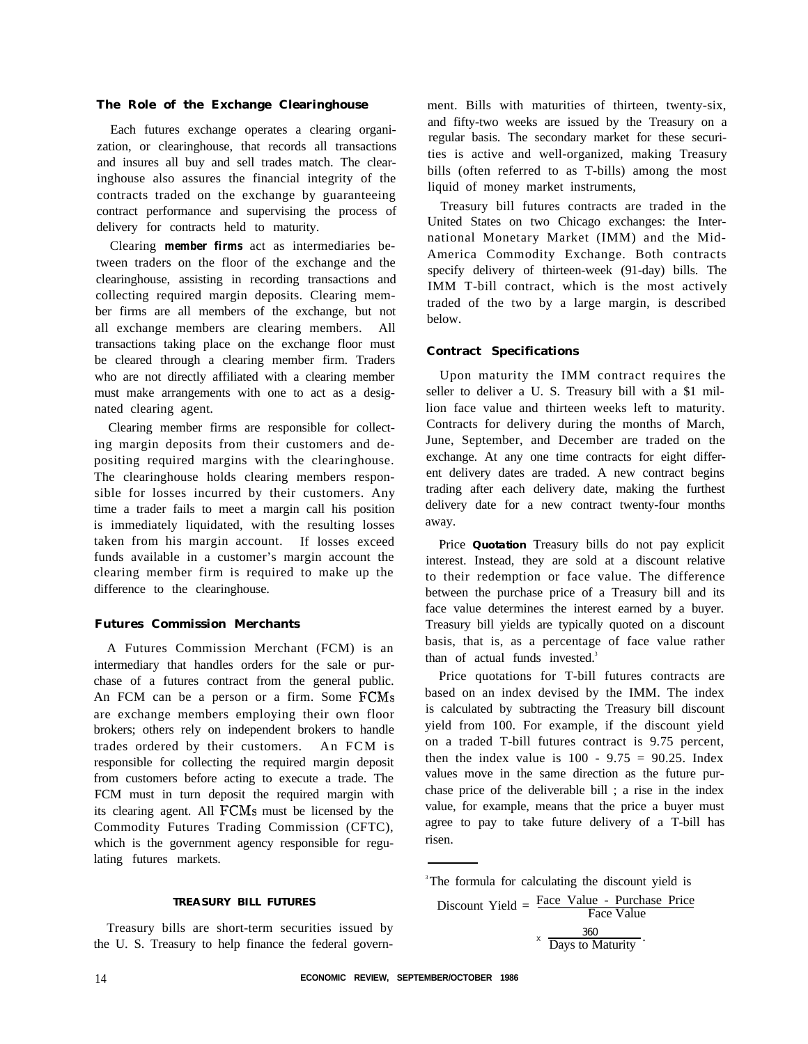### The Role of the Exchange Clearinghouse

Each futures exchange operates a clearing organization, or clearinghouse, that records all transactions and insures all buy and sell trades match. The clearinghouse also assures the financial integrity of the contracts traded on the exchange by guaranteeing contract performance and supervising the process of delivery for contracts held to maturity.

Clearing **member firms** act as intermediaries between traders on the floor of the exchange and the clearinghouse, assisting in recording transactions and collecting required margin deposits. Clearing member firms are all members of the exchange, but not all exchange members are clearing members. All transactions taking place on the exchange floor must be cleared through a clearing member firm. Traders who are not directly affiliated with a clearing member must make arrangements with one to act as a designated clearing agent.

Clearing member firms are responsible for collecting margin deposits from their customers and depositing required margins with the clearinghouse. The clearinghouse holds clearing members responsible for losses incurred by their customers. Any time a trader fails to meet a margin call his position is immediately liquidated, with the resulting losses taken from his margin account. If losses exceed funds available in a customer's margin account the clearing member firm is required to make up the difference to the clearinghouse.

### Futures Commission Merchants

A Futures Commission Merchant (FCM) is an intermediary that handles orders for the sale or purchase of a futures contract from the general public. An FCM can be a person or a firm. Some FCMs are exchange members employing their own floor brokers; others rely on independent brokers to handle trades ordered by their customers. An FCM is responsible for collecting the required margin deposit from customers before acting to execute a trade. The FCM must in turn deposit the required margin with its clearing agent. All FCMs must be licensed by the Commodity Futures Trading Commission (CFTC), which is the government agency responsible for regulating futures markets.

## TREASURY BILL FUTURES

Treasury bills are short-term securities issued by the U. S. Treasury to help finance the federal government. Bills with maturities of thirteen, twenty-six, and fifty-two weeks are issued by the Treasury on a regular basis. The secondary market for these securities is active and well-organized, making Treasury bills (often referred to as T-bills) among the most liquid of money market instruments,

Treasury bill futures contracts are traded in the United States on two Chicago exchanges: the International Monetary Market (IMM) and the Mid-America Commodity Exchange. Both contracts specify delivery of thirteen-week (91-day) bills. The IMM T-bill contract, which is the most actively traded of the two by a large margin, is described below.

### Contract Specifications

Upon maturity the IMM contract requires the seller to deliver a U. S. Treasury bill with a $1 million face value and thirteen weeks left to maturity. Contracts for delivery during the months of March, June, September, and December are traded on the exchange. At any one time contracts for eight different delivery dates are traded. A new contract begins trading after each delivery date, making the furthest delivery date for a new contract twenty-four months away.

Price **Quotation** Treasury bills do not pay explicit interest. Instead, they are sold at a discount relative to their redemption or face value. The difference between the purchase price of a Treasury bill and its face value determines the interest earned by a buyer. Treasury bill yields are typically quoted on a discount basis, that is, as a percentage of face value rather than of actual funds invested.[3]

Price quotations for T-bill futures contracts are based on an index devised by the IMM. The index is calculated by subtracting the Treasury bill discount yield from 100. For example, if the discount yield on a traded T-bill futures contract is 9.75 percent, then the index value is 100 - 9.75 = 90.25. Index values move in the same direction as the future purchase price of the deliverable bill ; a rise in the index value, for example, means that the price a buyer must agree to pay to take future delivery of a T-bill has risen.

---

[3] The formula for calculating the discount yield is

$$\text{Discount Yield} = \frac{\text{Face Value - Purchase Price}}{\text{Face Value}} \times \frac{360}{\text{Days to Maturity}}.$$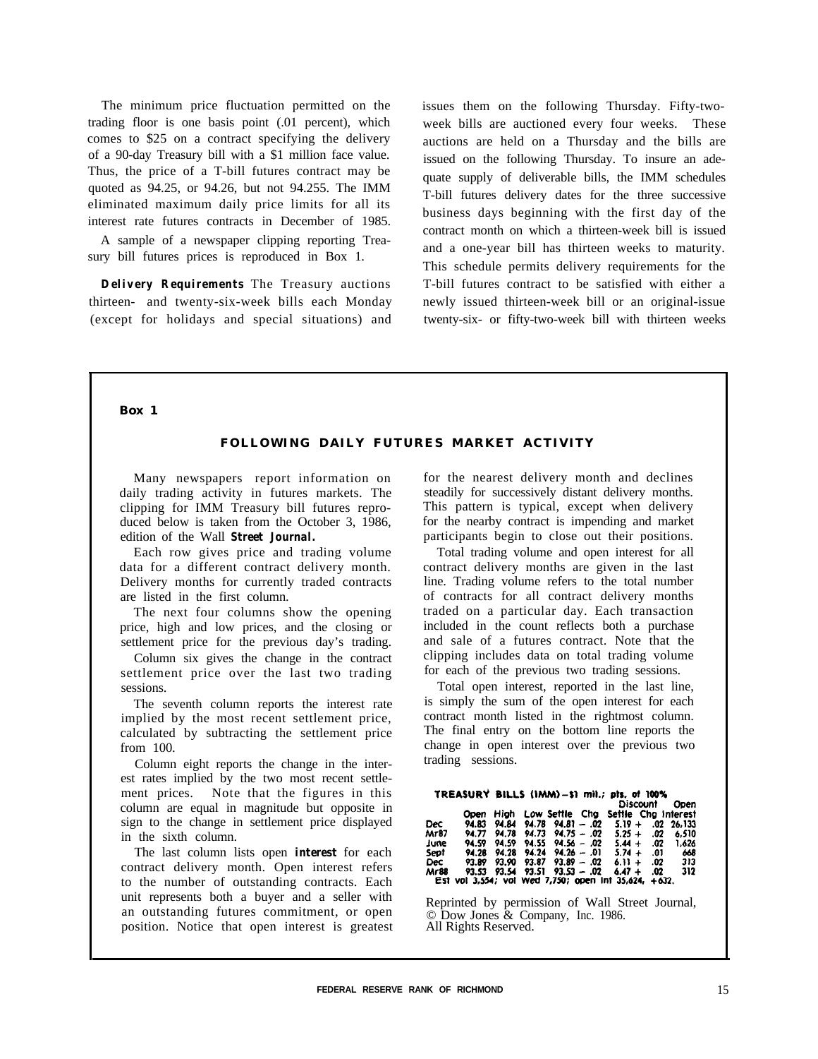The minimum price fluctuation permitted on the trading floor is one basis point (.01 percent), which comes to $25 on a contract specifying the delivery of a 90-day Treasury bill with a $1 million face value. Thus, the price of a T-bill futures contract may be quoted as 94.25, or 94.26, but not 94.255. The IMM eliminated maximum daily price limits for all its interest rate futures contracts in December of 1985.

A sample of a newspaper clipping reporting Treasury bill futures prices is reproduced in Box 1.

***Delivery Requirements*** The Treasury auctions thirteen- and twenty-six-week bills each Monday (except for holidays and special situations) and issues them on the following Thursday. Fifty-two-week bills are auctioned every four weeks. These auctions are held on a Thursday and the bills are issued on the following Thursday. To insure an adequate supply of deliverable bills, the IMM schedules T-bill futures delivery dates for the three successive business days beginning with the first day of the contract month on which a thirteen-week bill is issued and a one-year bill has thirteen weeks to maturity. This schedule permits delivery requirements for the T-bill futures contract to be satisfied with either a newly issued thirteen-week bill or an original-issue twenty-six- or fifty-two-week bill with thirteen weeks

**Box 1**

**FOLLOWING DAILY FUTURES MARKET ACTIVITY**

Many newspapers report information on daily trading activity in futures markets. The clipping for IMM Treasury bill futures reproduced below is taken from the October 3, 1986, edition of the Wall ***Street Journal.***

Each row gives price and trading volume data for a different contract delivery month. Delivery months for currently traded contracts are listed in the first column.

The next four columns show the opening price, high and low prices, and the closing or settlement price for the previous day's trading.

Column six gives the change in the contract settlement price over the last two trading sessions.

The seventh column reports the interest rate implied by the most recent settlement price, calculated by subtracting the settlement price from 100.

Column eight reports the change in the interest rates implied by the two most recent settlement prices. Note that the figures in this column are equal in magnitude but opposite in sign to the change in settlement price displayed in the sixth column.

The last column lists open **interest** for each contract delivery month. Open interest refers to the number of outstanding contracts. Each unit represents both a buyer and a seller with an outstanding futures commitment, or open position. Notice that open interest is greatest for the nearest delivery month and declines steadily for successively distant delivery months. This pattern is typical, except when delivery for the nearby contract is impending and market participants begin to close out their positions.

Total trading volume and open interest for all contract delivery months are given in the last line. Trading volume refers to the total number of contracts for all contract delivery months traded on a particular day. Each transaction included in the count reflects both a purchase and sale of a futures contract. Note that the clipping includes data on total trading volume for each of the previous two trading sessions.

Total open interest, reported in the last line, is simply the sum of the open interest for each contract month listed in the rightmost column. The final entry on the bottom line reports the change in open interest over the previous two trading sessions.

**TREASURY BILLS (IMM)—$1 mil.; pts. of 100%**

| | Open | High | Low | Settle | Chg | Discount Settle | Discount Chg | Open Interest |
|---|---|---|---|---|---|---|---|---|
| Dec | 94.83 | 94.84 | 94.78 | 94.81 | – .02 | 5.19 | + .02 | 26,133 |
| Mr87 | 94.77 | 94.78 | 94.73 | 94.75 | – .02 | 5.25 | + .02 | 6,510 |
| June | 94.59 | 94.59 | 94.55 | 94.56 | – .02 | 5.44 | + .02 | 1,626 |
| Sept | 94.28 | 94.28 | 94.24 | 94.26 | – .01 | 5.74 | + .01 | 668 |
| Dec | 93.89 | 93.90 | 93.87 | 93.89 | – .02 | 6.11 | + .02 | 313 |
| Mr88 | 93.53 | 93.54 | 93.51 | 93.53 | – .02 | 6.47 | + .02 | 312 |

Est vol 3,554; vol Wed 7,750; open int 35,624, +632.

Reprinted by permission of Wall Street Journal, © Dow Jones & Company, Inc. 1986. All Rights Reserved.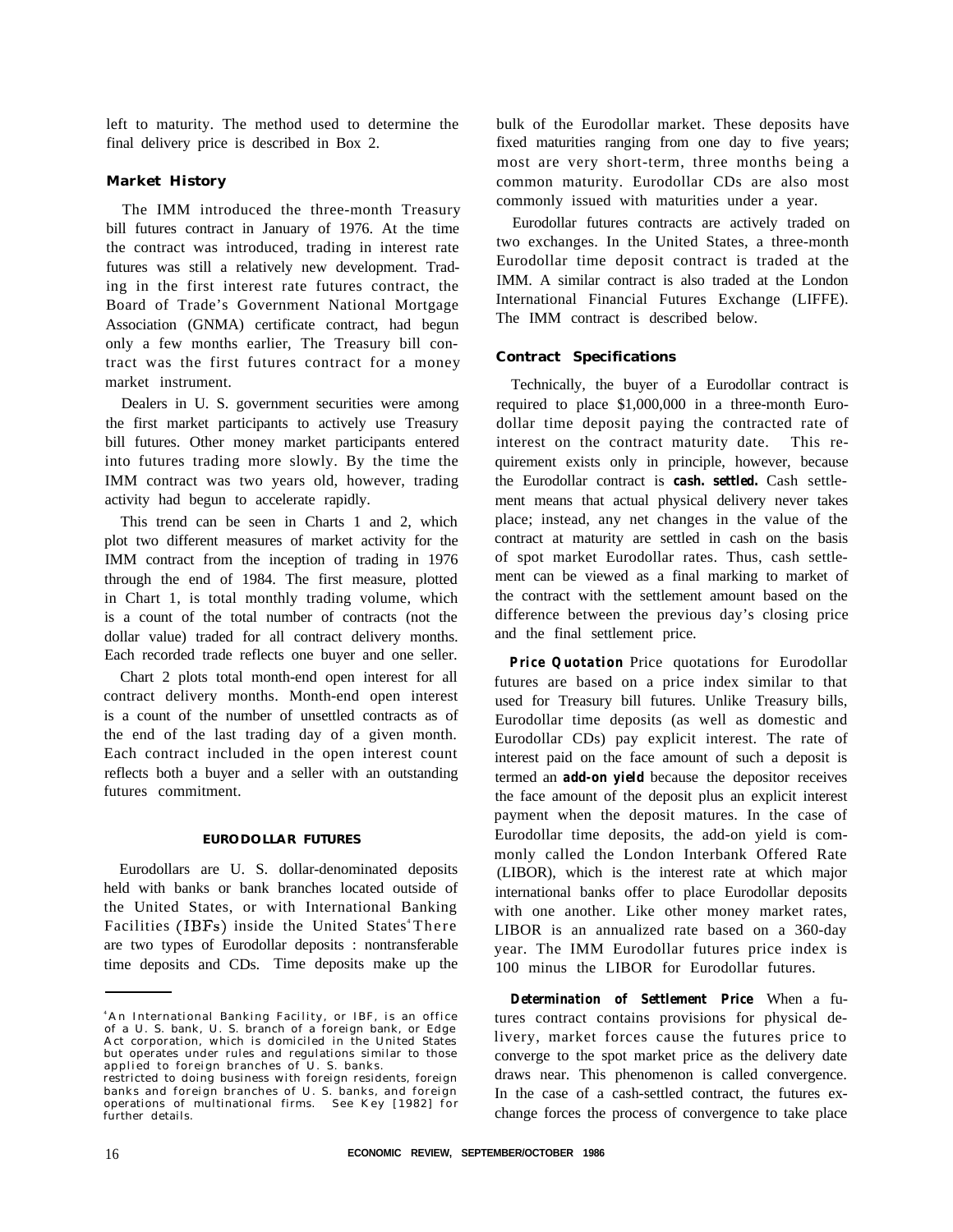left to maturity. The method used to determine the final delivery price is described in Box 2.

### Market History

The IMM introduced the three-month Treasury bill futures contract in January of 1976. At the time the contract was introduced, trading in interest rate futures was still a relatively new development. Trading in the first interest rate futures contract, the Board of Trade's Government National Mortgage Association (GNMA) certificate contract, had begun only a few months earlier, The Treasury bill contract was the first futures contract for a money market instrument.

Dealers in U. S. government securities were among the first market participants to actively use Treasury bill futures. Other money market participants entered into futures trading more slowly. By the time the IMM contract was two years old, however, trading activity had begun to accelerate rapidly.

This trend can be seen in Charts 1 and 2, which plot two different measures of market activity for the IMM contract from the inception of trading in 1976 through the end of 1984. The first measure, plotted in Chart 1, is total monthly trading volume, which is a count of the total number of contracts (not the dollar value) traded for all contract delivery months. Each recorded trade reflects one buyer and one seller.

Chart 2 plots total month-end open interest for all contract delivery months. Month-end open interest is a count of the number of unsettled contracts as of the end of the last trading day of a given month. Each contract included in the open interest count reflects both a buyer and a seller with an outstanding futures commitment.

## EURODOLLAR FUTURES

Eurodollars are U. S. dollar-denominated deposits held with banks or bank branches located outside of the United States, or with International Banking Facilities (IBFs) inside the United States[4] There are two types of Eurodollar deposits : nontransferable time deposits and CDs. Time deposits make up the bulk of the Eurodollar market. These deposits have fixed maturities ranging from one day to five years; most are very short-term, three months being a common maturity. Eurodollar CDs are also most commonly issued with maturities under a year.

Eurodollar futures contracts are actively traded on two exchanges. In the United States, a three-month Eurodollar time deposit contract is traded at the IMM. A similar contract is also traded at the London International Financial Futures Exchange (LIFFE). The IMM contract is described below.

### Contract Specifications

Technically, the buyer of a Eurodollar contract is required to place $1,000,000 in a three-month Eurodollar time deposit paying the contracted rate of interest on the contract maturity date. This requirement exists only in principle, however, because the Eurodollar contract is ***cash. settled.*** Cash settlement means that actual physical delivery never takes place; instead, any net changes in the value of the contract at maturity are settled in cash on the basis of spot market Eurodollar rates. Thus, cash settlement can be viewed as a final marking to market of the contract with the settlement amount based on the difference between the previous day's closing price and the final settlement price.

***Price Quotation*** Price quotations for Eurodollar futures are based on a price index similar to that used for Treasury bill futures. Unlike Treasury bills, Eurodollar time deposits (as well as domestic and Eurodollar CDs) pay explicit interest. The rate of interest paid on the face amount of such a deposit is termed an ***add-on yield*** because the depositor receives the face amount of the deposit plus an explicit interest payment when the deposit matures. In the case of Eurodollar time deposits, the add-on yield is commonly called the London Interbank Offered Rate (LIBOR), which is the interest rate at which major international banks offer to place Eurodollar deposits with one another. Like other money market rates, LIBOR is an annualized rate based on a 360-day year. The IMM Eurodollar futures price index is 100 minus the LIBOR for Eurodollar futures.

***Determination of Settlement Price*** When a futures contract contains provisions for physical delivery, market forces cause the futures price to converge to the spot market price as the delivery date draws near. This phenomenon is called convergence. In the case of a cash-settled contract, the futures exchange forces the process of convergence to take place

---

[4] An International Banking Facility, or IBF, is an office of a U. S. bank, U. S. branch of a foreign bank, or Edge Act corporation, which is domiciled in the United States but operates under rules and regulations similar to those applied to foreign branches of U. S. banks.
restricted to doing business with foreign residents, foreign banks and foreign branches of U. S. banks, and foreign operations of multinational firms. See Key [1982] for further details.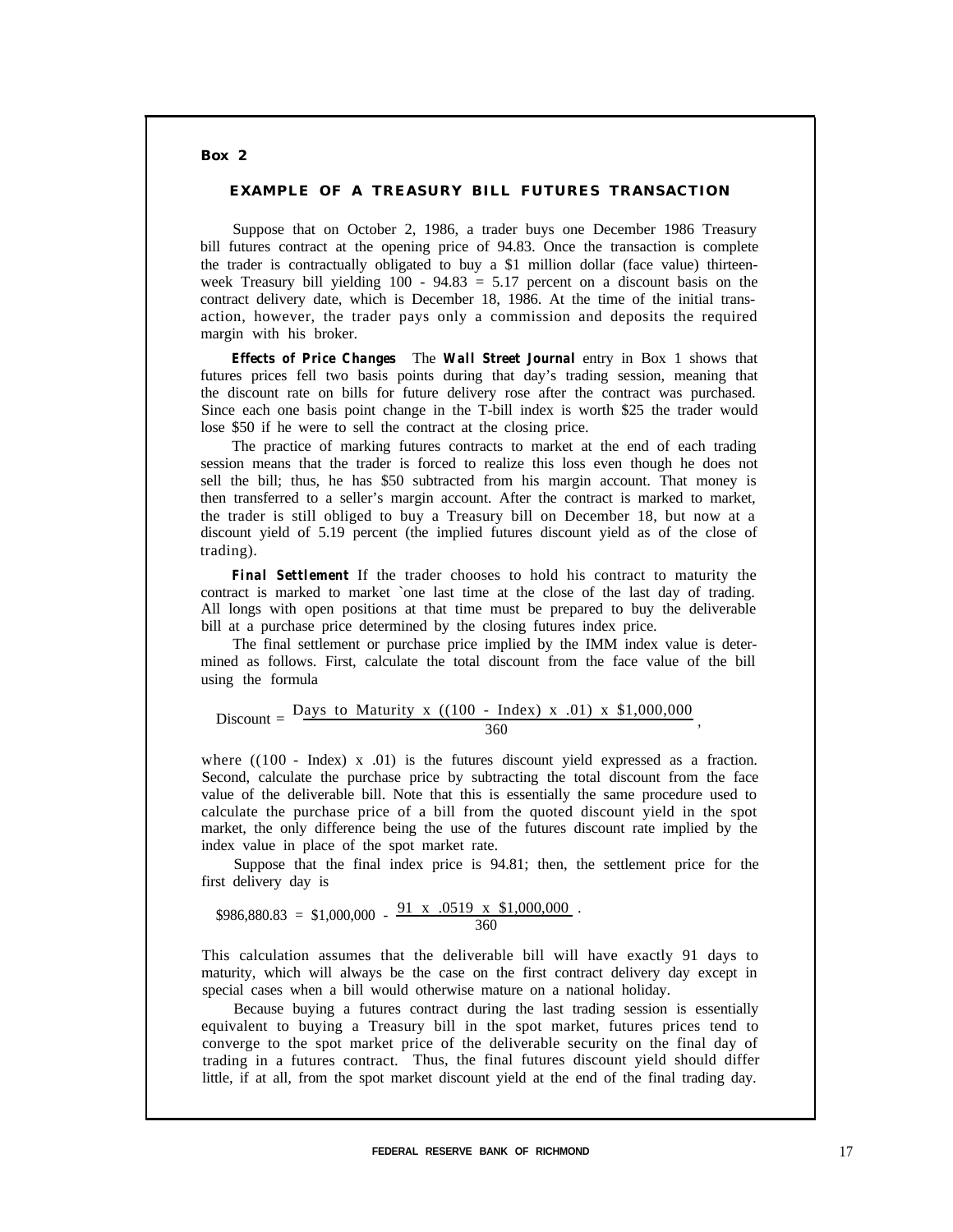**Box 2**

## EXAMPLE OF A TREASURY BILL FUTURES TRANSACTION

Suppose that on October 2, 1986, a trader buys one December 1986 Treasury bill futures contract at the opening price of 94.83. Once the transaction is complete the trader is contractually obligated to buy a $1 million dollar (face value) thirteen-week Treasury bill yielding 100 - 94.83 = 5.17 percent on a discount basis on the contract delivery date, which is December 18, 1986. At the time of the initial transaction, however, the trader pays only a commission and deposits the required margin with his broker.

***Effects of Price Changes*** The ***Wall Street Journal*** entry in Box 1 shows that futures prices fell two basis points during that day's trading session, meaning that the discount rate on bills for future delivery rose after the contract was purchased. Since each one basis point change in the T-bill index is worth $25 the trader would lose $50 if he were to sell the contract at the closing price.

The practice of marking futures contracts to market at the end of each trading session means that the trader is forced to realize this loss even though he does not sell the bill; thus, he has $50 subtracted from his margin account. That money is then transferred to a seller's margin account. After the contract is marked to market, the trader is still obliged to buy a Treasury bill on December 18, but now at a discount yield of 5.19 percent (the implied futures discount yield as of the close of trading).

***Final Settlement*** If the trader chooses to hold his contract to maturity the contract is marked to market `one last time at the close of the last day of trading. All longs with open positions at that time must be prepared to buy the deliverable bill at a purchase price determined by the closing futures index price.

The final settlement or purchase price implied by the IMM index value is determined as follows. First, calculate the total discount from the face value of the bill using the formula

$$\text{Discount} = \frac{\text{Days to Maturity} \times ((100 - \text{Index}) \times .01) \times \$1{,}000{,}000}{360},$$

where ((100 - Index) x .01) is the futures discount yield expressed as a fraction. Second, calculate the purchase price by subtracting the total discount from the face value of the deliverable bill. Note that this is essentially the same procedure used to calculate the purchase price of a bill from the quoted discount yield in the spot market, the only difference being the use of the futures discount rate implied by the index value in place of the spot market rate.

Suppose that the final index price is 94.81; then, the settlement price for the first delivery day is

$$\$986{,}880.83 = \$1{,}000{,}000 - \frac{91 \times .0519 \times \$1{,}000{,}000}{360}.$$

This calculation assumes that the deliverable bill will have exactly 91 days to maturity, which will always be the case on the first contract delivery day except in special cases when a bill would otherwise mature on a national holiday.

Because buying a futures contract during the last trading session is essentially equivalent to buying a Treasury bill in the spot market, futures prices tend to converge to the spot market price of the deliverable security on the final day of trading in a futures contract. Thus, the final futures discount yield should differ little, if at all, from the spot market discount yield at the end of the final trading day.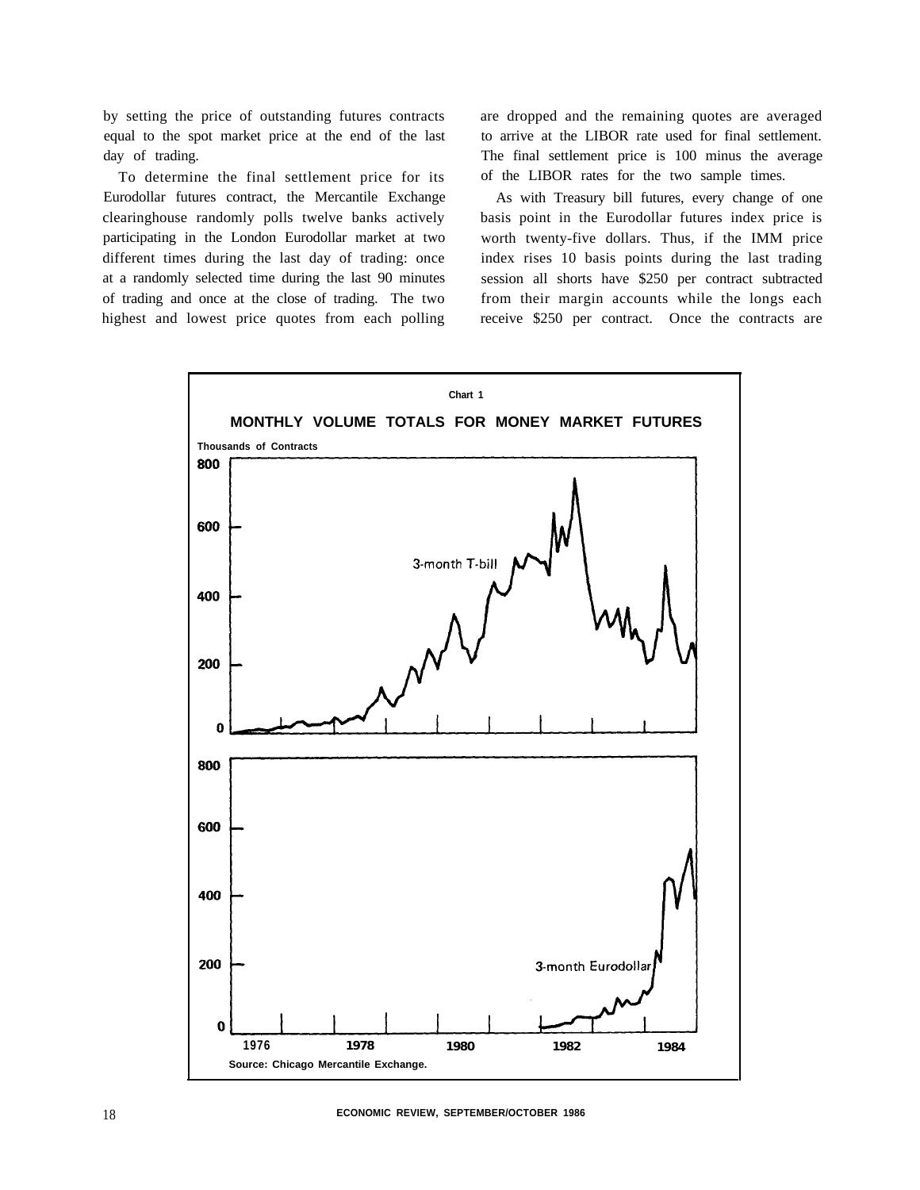by setting the price of outstanding futures contracts equal to the spot market price at the end of the last day of trading.

To determine the final settlement price for its Eurodollar futures contract, the Mercantile Exchange clearinghouse randomly polls twelve banks actively participating in the London Eurodollar market at two different times during the last day of trading: once at a randomly selected time during the last 90 minutes of trading and once at the close of trading. The two highest and lowest price quotes from each polling are dropped and the remaining quotes are averaged to arrive at the LIBOR rate used for final settlement. The final settlement price is 100 minus the average of the LIBOR rates for the two sample times.

As with Treasury bill futures, every change of one basis point in the Eurodollar futures index price is worth twenty-five dollars. Thus, if the IMM price index rises 10 basis points during the last trading session all shorts have $250 per contract subtracted from their margin accounts while the longs each receive $250 per contract. Once the contracts are

**Chart 1**

**MONTHLY VOLUME TOTALS FOR MONEY MARKET FUTURES**

Thousands of Contracts

3-month T-bill

3-month Eurodollar

1976 1978 1980 1982 1984

Source: Chicago Mercantile Exchange.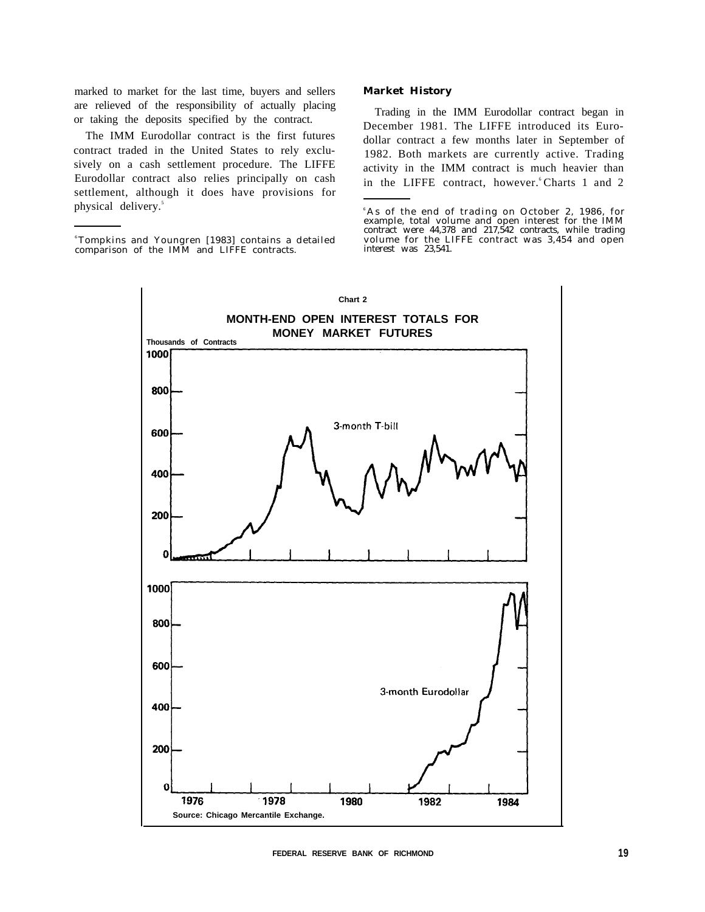marked to market for the last time, buyers and sellers are relieved of the responsibility of actually placing or taking the deposits specified by the contract.

The IMM Eurodollar contract is the first futures contract traded in the United States to rely exclusively on a cash settlement procedure. The LIFFE Eurodollar contract also relies principally on cash settlement, although it does have provisions for physical delivery.[5]

[5] Tompkins and Youngren [1983] contains a detailed comparison of the IMM and LIFFE contracts.

**Market History**

Trading in the IMM Eurodollar contract began in December 1981. The LIFFE introduced its Eurodollar contract a few months later in September of 1982. Both markets are currently active. Trading activity in the IMM contract is much heavier than in the LIFFE contract, however.[6] Charts 1 and 2

[6] As of the end of trading on October 2, 1986, for example, total volume and open interest for the IMM contract were 44,378 and 217,542 contracts, while trading volume for the LIFFE contract was 3,454 and open interest was 23,541.

Chart 2

MONTH-END OPEN INTEREST TOTALS FOR MONEY MARKET FUTURES

Source: Chicago Mercantile Exchange.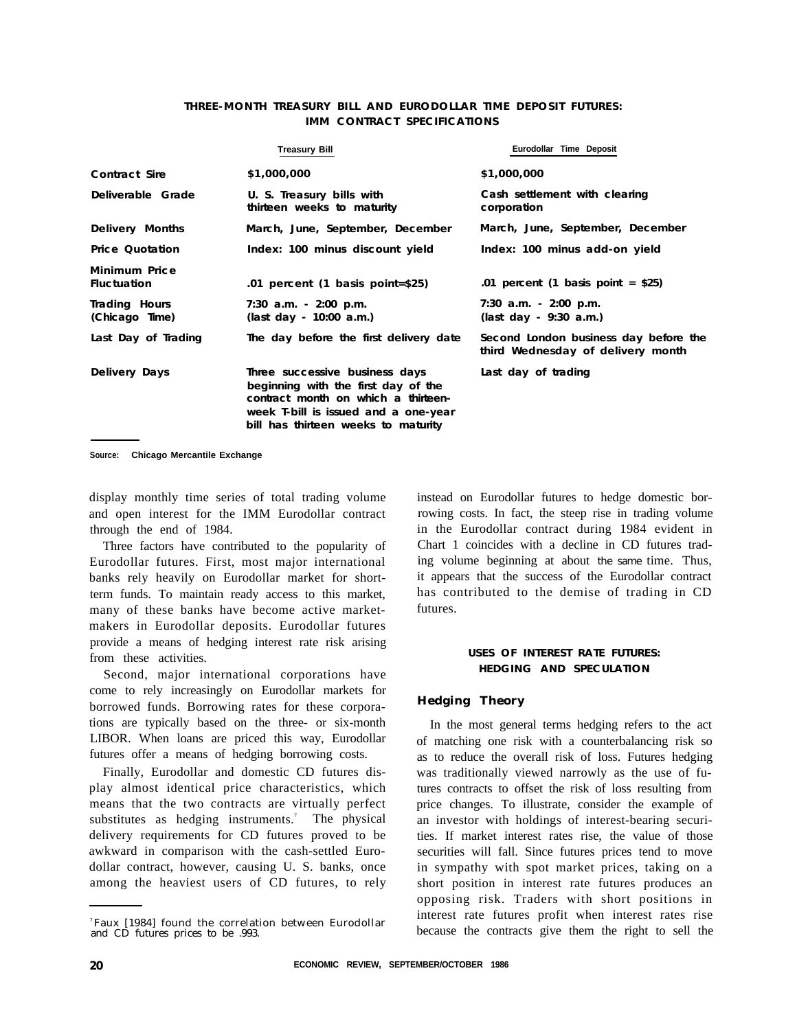**THREE-MONTH TREASURY BILL AND EURODOLLAR TIME DEPOSIT FUTURES: IMM CONTRACT SPECIFICATIONS**

| | Treasury Bill | Eurodollar Time Deposit |
|---|---|---|
| Contract Sire | $1,000,000 | $1,000,000 |
| Deliverable Grade | U. S. Treasury bills with thirteen weeks to maturity | Cash settlement with clearing corporation |
| Delivery Months | March, June, September, December | March, June, September, December |
| Price Quotation | Index: 100 minus discount yield | Index: 100 minus add-on yield |
| Minimum Price Fluctuation | .01 percent (1 basis point=$25) | .01 percent (1 basis point = $25) |
| Trading Hours (Chicago Time) | 7:30 a.m. - 2:00 p.m. (last day - 10:00 a.m.) | 7:30 a.m. - 2:00 p.m. (last day - 9:30 a.m.) |
| Last Day of Trading | The day before the first delivery date | Second London business day before the third Wednesday of delivery month |
| Delivery Days | Three successive business days beginning with the first day of the contract month on which a thirteen-week T-bill is issued and a one-year bill has thirteen weeks to maturity | Last day of trading |

Source: Chicago Mercantile Exchange

display monthly time series of total trading volume and open interest for the IMM Eurodollar contract through the end of 1984.

Three factors have contributed to the popularity of Eurodollar futures. First, most major international banks rely heavily on Eurodollar market for short-term funds. To maintain ready access to this market, many of these banks have become active market-makers in Eurodollar deposits. Eurodollar futures provide a means of hedging interest rate risk arising from these activities.

Second, major international corporations have come to rely increasingly on Eurodollar markets for borrowed funds. Borrowing rates for these corporations are typically based on the three- or six-month LIBOR. When loans are priced this way, Eurodollar futures offer a means of hedging borrowing costs.

Finally, Eurodollar and domestic CD futures display almost identical price characteristics, which means that the two contracts are virtually perfect substitutes as hedging instruments.[7] The physical delivery requirements for CD futures proved to be awkward in comparison with the cash-settled Eurodollar contract, however, causing U. S. banks, once among the heaviest users of CD futures, to rely instead on Eurodollar futures to hedge domestic borrowing costs. In fact, the steep rise in trading volume in the Eurodollar contract during 1984 evident in Chart 1 coincides with a decline in CD futures trading volume beginning at about the same time. Thus, it appears that the success of the Eurodollar contract has contributed to the demise of trading in CD futures.

[7] Faux [1984] found the correlation between Eurodollar and CD futures prices to be .993.

## USES OF INTEREST RATE FUTURES: HEDGING AND SPECULATION

### Hedging Theory

In the most general terms hedging refers to the act of matching one risk with a counterbalancing risk so as to reduce the overall risk of loss. Futures hedging was traditionally viewed narrowly as the use of futures contracts to offset the risk of loss resulting from price changes. To illustrate, consider the example of an investor with holdings of interest-bearing securities. If market interest rates rise, the value of those securities will fall. Since futures prices tend to move in sympathy with spot market prices, taking on a short position in interest rate futures produces an opposing risk. Traders with short positions in interest rate futures profit when interest rates rise because the contracts give them the right to sell the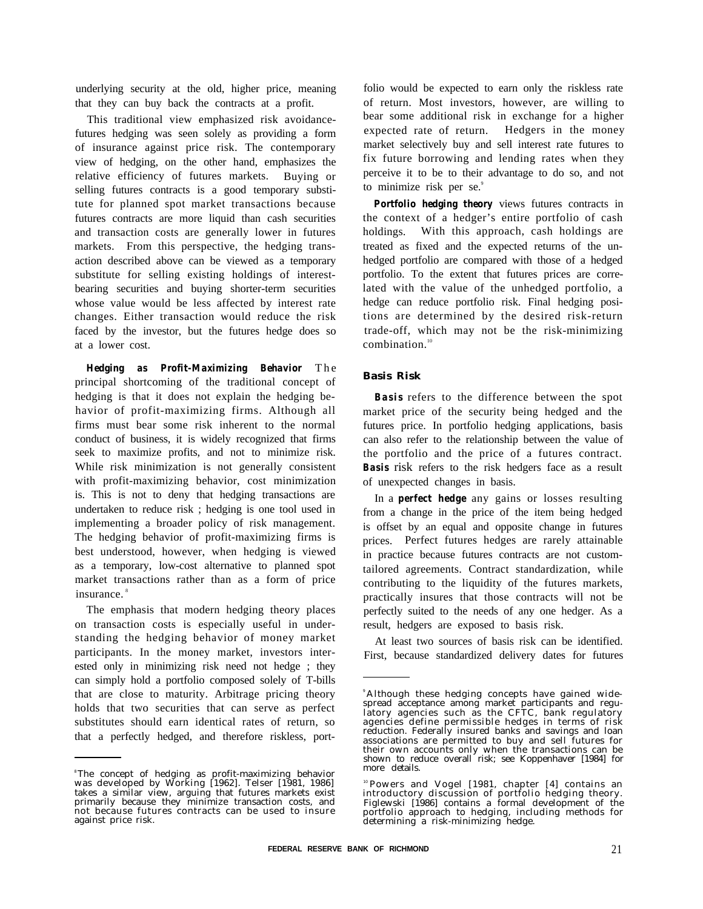underlying security at the old, higher price, meaning that they can buy back the contracts at a profit.

This traditional view emphasized risk avoidance-futures hedging was seen solely as providing a form of insurance against price risk. The contemporary view of hedging, on the other hand, emphasizes the relative efficiency of futures markets. Buying or selling futures contracts is a good temporary substitute for planned spot market transactions because futures contracts are more liquid than cash securities and transaction costs are generally lower in futures markets. From this perspective, the hedging transaction described above can be viewed as a temporary substitute for selling existing holdings of interest-bearing securities and buying shorter-term securities whose value would be less affected by interest rate changes. Either transaction would reduce the risk faced by the investor, but the futures hedge does so at a lower cost.

***Hedging as Profit-Maximizing Behavior*** The principal shortcoming of the traditional concept of hedging is that it does not explain the hedging behavior of profit-maximizing firms. Although all firms must bear some risk inherent to the normal conduct of business, it is widely recognized that firms seek to maximize profits, and not to minimize risk. While risk minimization is not generally consistent with profit-maximizing behavior, cost minimization is. This is not to deny that hedging transactions are undertaken to reduce risk ; hedging is one tool used in implementing a broader policy of risk management. The hedging behavior of profit-maximizing firms is best understood, however, when hedging is viewed as a temporary, low-cost alternative to planned spot market transactions rather than as a form of price insurance.[8]

The emphasis that modern hedging theory places on transaction costs is especially useful in understanding the hedging behavior of money market participants. In the money market, investors interested only in minimizing risk need not hedge ; they can simply hold a portfolio composed solely of T-bills that are close to maturity. Arbitrage pricing theory holds that two securities that can serve as perfect substitutes should earn identical rates of return, so that a perfectly hedged, and therefore riskless, portfolio would be expected to earn only the riskless rate of return. Most investors, however, are willing to bear some additional risk in exchange for a higher expected rate of return. Hedgers in the money market selectively buy and sell interest rate futures to fix future borrowing and lending rates when they perceive it to be to their advantage to do so, and not to minimize risk per se.[9]

***Portfolio hedging theory*** views futures contracts in the context of a hedger's entire portfolio of cash holdings. With this approach, cash holdings are treated as fixed and the expected returns of the unhedged portfolio are compared with those of a hedged portfolio. To the extent that futures prices are correlated with the value of the unhedged portfolio, a hedge can reduce portfolio risk. Final hedging positions are determined by the desired risk-return trade-off, which may not be the risk-minimizing combination.[10]

## Basis Risk

***Basis*** refers to the difference between the spot market price of the security being hedged and the futures price. In portfolio hedging applications, basis can also refer to the relationship between the value of the portfolio and the price of a futures contract. ***Basis*** risk refers to the risk hedgers face as a result of unexpected changes in basis.

In a ***perfect hedge*** any gains or losses resulting from a change in the price of the item being hedged is offset by an equal and opposite change in futures prices. Perfect futures hedges are rarely attainable in practice because futures contracts are not custom-tailored agreements. Contract standardization, while contributing to the liquidity of the futures markets, practically insures that those contracts will not be perfectly suited to the needs of any one hedger. As a result, hedgers are exposed to basis risk.

At least two sources of basis risk can be identified. First, because standardized delivery dates for futures

---

[8] The concept of hedging as profit-maximizing behavior was developed by Working [1962]. Telser [1981, 1986] takes a similar view, arguing that futures markets exist primarily because they minimize transaction costs, and not because futures contracts can be used to insure against price risk.

[9] Although these hedging concepts have gained widespread acceptance among market participants and regulatory agencies such as the CFTC, bank regulatory agencies define permissible hedges in terms of risk reduction. Federally insured banks and savings and loan associations are permitted to buy and sell futures for their own accounts only when the transactions can be shown to reduce overall risk; see Koppenhaver [1984] for more details.

[10] Powers and Vogel [1981, chapter [4] contains an introductory discussion of portfolio hedging theory. Figlewski [1986] contains a formal development of the portfolio approach to hedging, including methods for determining a risk-minimizing hedge.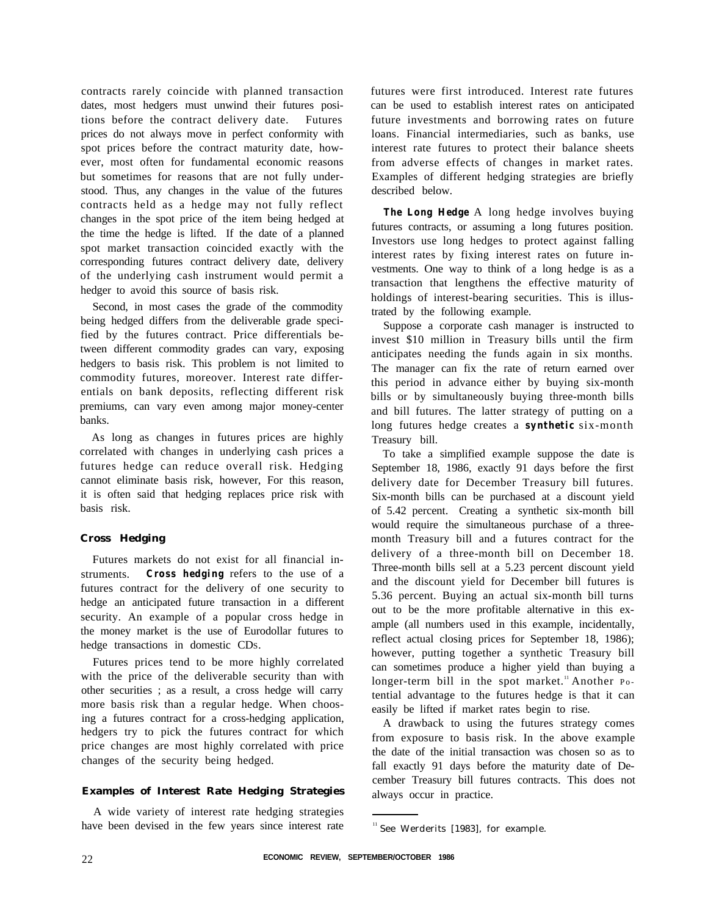contracts rarely coincide with planned transaction dates, most hedgers must unwind their futures positions before the contract delivery date. Futures prices do not always move in perfect conformity with spot prices before the contract maturity date, however, most often for fundamental economic reasons but sometimes for reasons that are not fully understood. Thus, any changes in the value of the futures contracts held as a hedge may not fully reflect changes in the spot price of the item being hedged at the time the hedge is lifted. If the date of a planned spot market transaction coincided exactly with the corresponding futures contract delivery date, delivery of the underlying cash instrument would permit a hedger to avoid this source of basis risk.

Second, in most cases the grade of the commodity being hedged differs from the deliverable grade specified by the futures contract. Price differentials between different commodity grades can vary, exposing hedgers to basis risk. This problem is not limited to commodity futures, moreover. Interest rate differentials on bank deposits, reflecting different risk premiums, can vary even among major money-center banks.

As long as changes in futures prices are highly correlated with changes in underlying cash prices a futures hedge can reduce overall risk. Hedging cannot eliminate basis risk, however, For this reason, it is often said that hedging replaces price risk with basis risk.

### Cross Hedging

Futures markets do not exist for all financial instruments. **Cross hedging** refers to the use of a futures contract for the delivery of one security to hedge an anticipated future transaction in a different security. An example of a popular cross hedge in the money market is the use of Eurodollar futures to hedge transactions in domestic CDs.

Futures prices tend to be more highly correlated with the price of the deliverable security than with other securities ; as a result, a cross hedge will carry more basis risk than a regular hedge. When choosing a futures contract for a cross-hedging application, hedgers try to pick the futures contract for which price changes are most highly correlated with price changes of the security being hedged.

### Examples of Interest Rate Hedging Strategies

A wide variety of interest rate hedging strategies have been devised in the few years since interest rate futures were first introduced. Interest rate futures can be used to establish interest rates on anticipated future investments and borrowing rates on future loans. Financial intermediaries, such as banks, use interest rate futures to protect their balance sheets from adverse effects of changes in market rates. Examples of different hedging strategies are briefly described below.

**The Long Hedge** A long hedge involves buying futures contracts, or assuming a long futures position. Investors use long hedges to protect against falling interest rates by fixing interest rates on future investments. One way to think of a long hedge is as a transaction that lengthens the effective maturity of holdings of interest-bearing securities. This is illustrated by the following example.

Suppose a corporate cash manager is instructed to invest $10 million in Treasury bills until the firm anticipates needing the funds again in six months. The manager can fix the rate of return earned over this period in advance either by buying six-month bills or by simultaneously buying three-month bills and bill futures. The latter strategy of putting on a long futures hedge creates a **synthetic** six-month Treasury bill.

To take a simplified example suppose the date is September 18, 1986, exactly 91 days before the first delivery date for December Treasury bill futures. Six-month bills can be purchased at a discount yield of 5.42 percent. Creating a synthetic six-month bill would require the simultaneous purchase of a three-month Treasury bill and a futures contract for the delivery of a three-month bill on December 18. Three-month bills sell at a 5.23 percent discount yield and the discount yield for December bill futures is 5.36 percent. Buying an actual six-month bill turns out to be the more profitable alternative in this example (all numbers used in this example, incidentally, reflect actual closing prices for September 18, 1986); however, putting together a synthetic Treasury bill can sometimes produce a higher yield than buying a longer-term bill in the spot market.[11] Another potential advantage to the futures hedge is that it can easily be lifted if market rates begin to rise.

A drawback to using the futures strategy comes from exposure to basis risk. In the above example the date of the initial transaction was chosen so as to fall exactly 91 days before the maturity date of December Treasury bill futures contracts. This does not always occur in practice.

---

[11] See Werderits [1983], for example.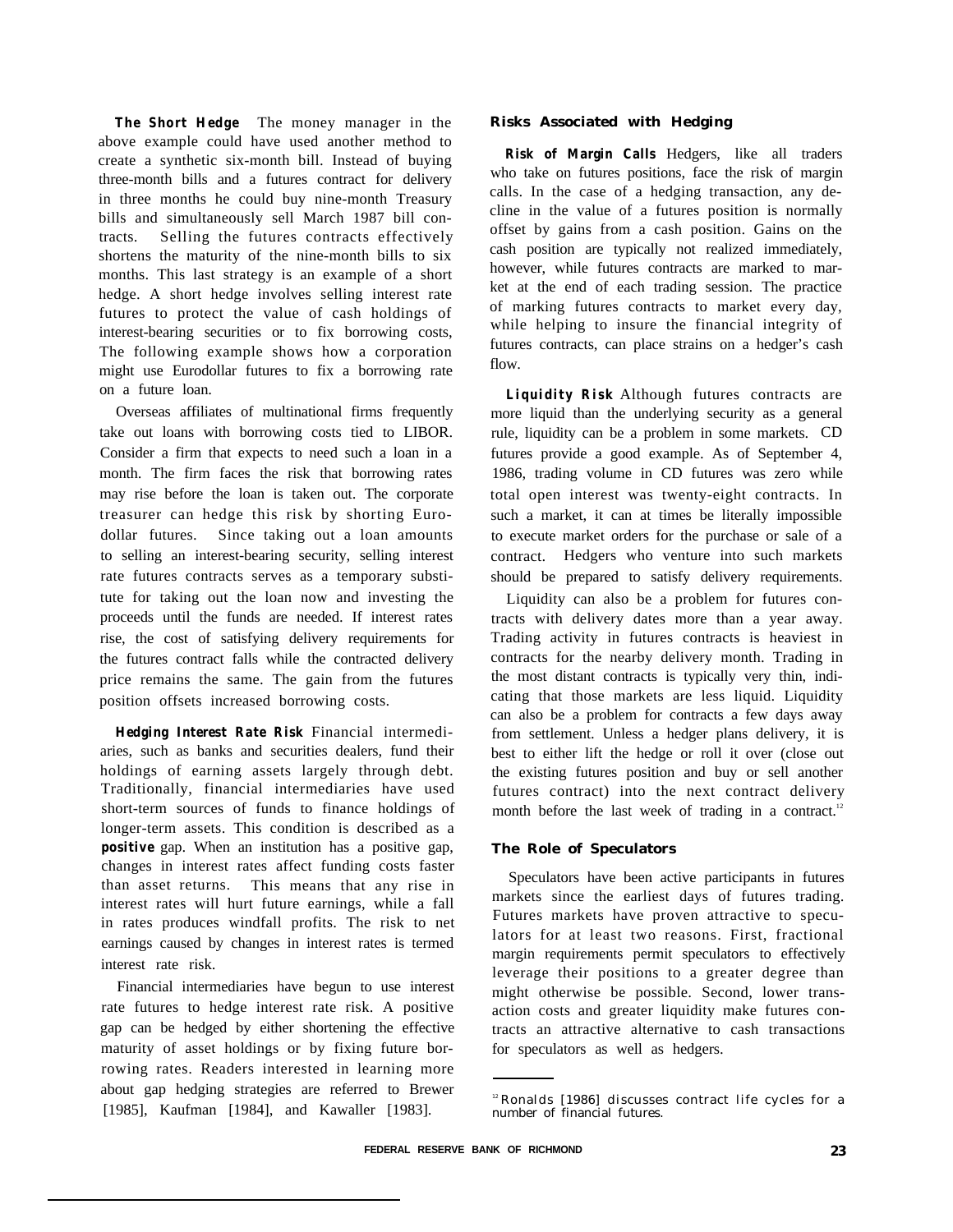**The Short Hedge** The money manager in the above example could have used another method to create a synthetic six-month bill. Instead of buying three-month bills and a futures contract for delivery in three months he could buy nine-month Treasury bills and simultaneously sell March 1987 bill contracts. Selling the futures contracts effectively shortens the maturity of the nine-month bills to six months. This last strategy is an example of a short hedge. A short hedge involves selling interest rate futures to protect the value of cash holdings of interest-bearing securities or to fix borrowing costs, The following example shows how a corporation might use Eurodollar futures to fix a borrowing rate on a future loan.

Overseas affiliates of multinational firms frequently take out loans with borrowing costs tied to LIBOR. Consider a firm that expects to need such a loan in a month. The firm faces the risk that borrowing rates may rise before the loan is taken out. The corporate treasurer can hedge this risk by shorting Eurodollar futures. Since taking out a loan amounts to selling an interest-bearing security, selling interest rate futures contracts serves as a temporary substitute for taking out the loan now and investing the proceeds until the funds are needed. If interest rates rise, the cost of satisfying delivery requirements for the futures contract falls while the contracted delivery price remains the same. The gain from the futures position offsets increased borrowing costs.

**Hedging Interest Rate Risk** Financial intermediaries, such as banks and securities dealers, fund their holdings of earning assets largely through debt. Traditionally, financial intermediaries have used short-term sources of funds to finance holdings of longer-term assets. This condition is described as a **positive** gap. When an institution has a positive gap, changes in interest rates affect funding costs faster than asset returns. This means that any rise in interest rates will hurt future earnings, while a fall in rates produces windfall profits. The risk to net earnings caused by changes in interest rates is termed interest rate risk.

Financial intermediaries have begun to use interest rate futures to hedge interest rate risk. A positive gap can be hedged by either shortening the effective maturity of asset holdings or by fixing future borrowing rates. Readers interested in learning more about gap hedging strategies are referred to Brewer [1985], Kaufman [1984], and Kawaller [1983].

### Risks Associated with Hedging

**Risk of Margin Calls** Hedgers, like all traders who take on futures positions, face the risk of margin calls. In the case of a hedging transaction, any decline in the value of a futures position is normally offset by gains from a cash position. Gains on the cash position are typically not realized immediately, however, while futures contracts are marked to market at the end of each trading session. The practice of marking futures contracts to market every day, while helping to insure the financial integrity of futures contracts, can place strains on a hedger's cash flow.

**Liquidity Risk** Although futures contracts are more liquid than the underlying security as a general rule, liquidity can be a problem in some markets. CD futures provide a good example. As of September 4, 1986, trading volume in CD futures was zero while total open interest was twenty-eight contracts. In such a market, it can at times be literally impossible to execute market orders for the purchase or sale of a contract. Hedgers who venture into such markets should be prepared to satisfy delivery requirements.

Liquidity can also be a problem for futures contracts with delivery dates more than a year away. Trading activity in futures contracts is heaviest in contracts for the nearby delivery month. Trading in the most distant contracts is typically very thin, indicating that those markets are less liquid. Liquidity can also be a problem for contracts a few days away from settlement. Unless a hedger plans delivery, it is best to either lift the hedge or roll it over (close out the existing futures position and buy or sell another futures contract) into the next contract delivery month before the last week of trading in a contract.[12]

### The Role of Speculators

Speculators have been active participants in futures markets since the earliest days of futures trading. Futures markets have proven attractive to speculators for at least two reasons. First, fractional margin requirements permit speculators to effectively leverage their positions to a greater degree than might otherwise be possible. Second, lower transaction costs and greater liquidity make futures contracts an attractive alternative to cash transactions for speculators as well as hedgers.

---

[12] Ronalds [1986] discusses contract life cycles for a number of financial futures.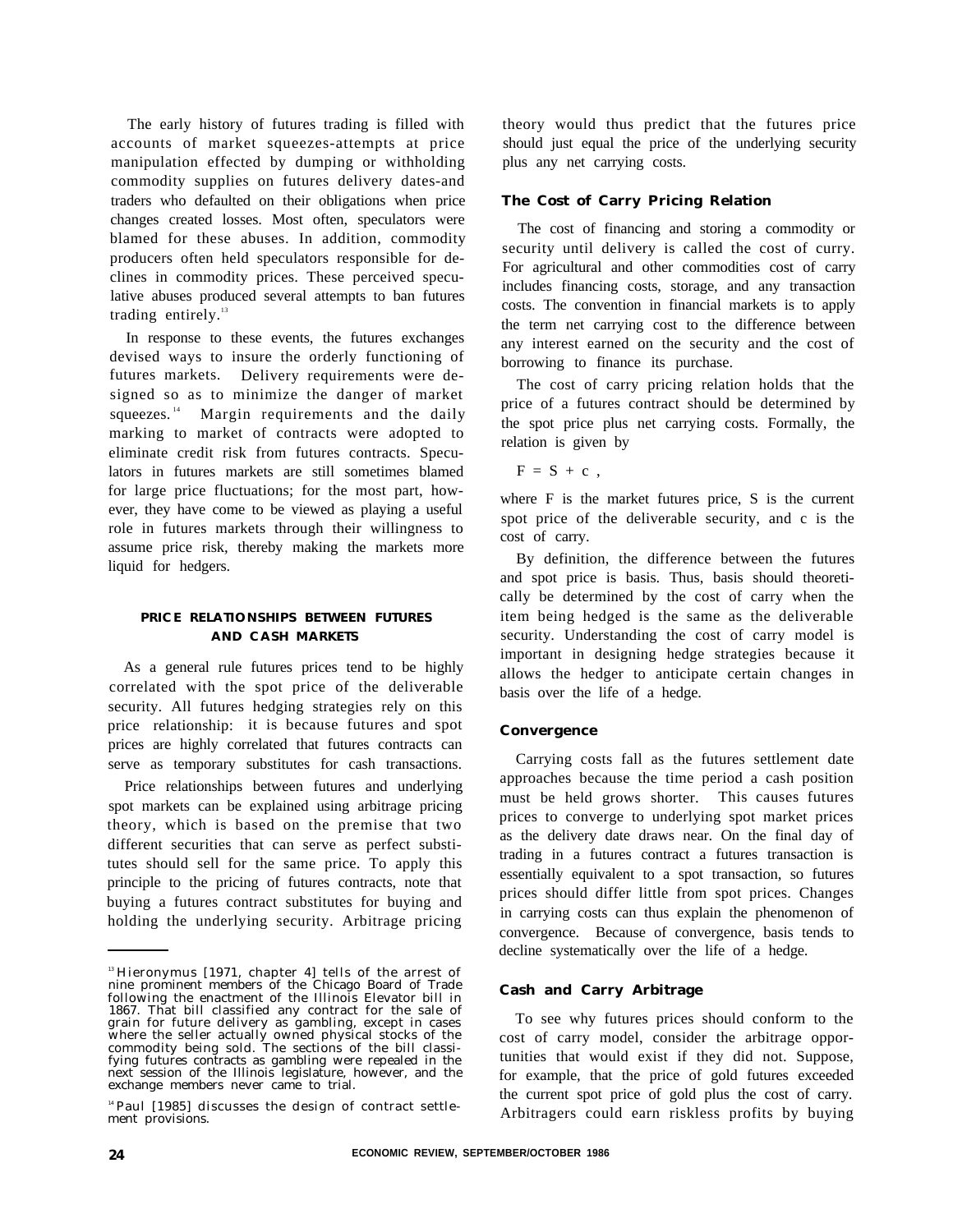The early history of futures trading is filled with accounts of market squeezes-attempts at price manipulation effected by dumping or withholding commodity supplies on futures delivery dates-and traders who defaulted on their obligations when price changes created losses. Most often, speculators were blamed for these abuses. In addition, commodity producers often held speculators responsible for declines in commodity prices. These perceived speculative abuses produced several attempts to ban futures trading entirely.[13]

In response to these events, the futures exchanges devised ways to insure the orderly functioning of futures markets. Delivery requirements were designed so as to minimize the danger of market squeezes.[14] Margin requirements and the daily marking to market of contracts were adopted to eliminate credit risk from futures contracts. Speculators in futures markets are still sometimes blamed for large price fluctuations; for the most part, however, they have come to be viewed as playing a useful role in futures markets through their willingness to assume price risk, thereby making the markets more liquid for hedgers.

## PRICE RELATIONSHIPS BETWEEN FUTURES AND CASH MARKETS

As a general rule futures prices tend to be highly correlated with the spot price of the deliverable security. All futures hedging strategies rely on this price relationship: it is because futures and spot prices are highly correlated that futures contracts can serve as temporary substitutes for cash transactions.

Price relationships between futures and underlying spot markets can be explained using arbitrage pricing theory, which is based on the premise that two different securities that can serve as perfect substitutes should sell for the same price. To apply this principle to the pricing of futures contracts, note that buying a futures contract substitutes for buying and holding the underlying security. Arbitrage pricing theory would thus predict that the futures price should just equal the price of the underlying security plus any net carrying costs.

### The Cost of Carry Pricing Relation

The cost of financing and storing a commodity or security until delivery is called the cost of curry. For agricultural and other commodities cost of carry includes financing costs, storage, and any transaction costs. The convention in financial markets is to apply the term net carrying cost to the difference between any interest earned on the security and the cost of borrowing to finance its purchase.

The cost of carry pricing relation holds that the price of a futures contract should be determined by the spot price plus net carrying costs. Formally, the relation is given by

$$F = S + c,$$

where F is the market futures price, S is the current spot price of the deliverable security, and c is the cost of carry.

By definition, the difference between the futures and spot price is basis. Thus, basis should theoretically be determined by the cost of carry when the item being hedged is the same as the deliverable security. Understanding the cost of carry model is important in designing hedge strategies because it allows the hedger to anticipate certain changes in basis over the life of a hedge.

### Convergence

Carrying costs fall as the futures settlement date approaches because the time period a cash position must be held grows shorter. This causes futures prices to converge to underlying spot market prices as the delivery date draws near. On the final day of trading in a futures contract a futures transaction is essentially equivalent to a spot transaction, so futures prices should differ little from spot prices. Changes in carrying costs can thus explain the phenomenon of convergence. Because of convergence, basis tends to decline systematically over the life of a hedge.

### Cash and Carry Arbitrage

To see why futures prices should conform to the cost of carry model, consider the arbitrage opportunities that would exist if they did not. Suppose, for example, that the price of gold futures exceeded the current spot price of gold plus the cost of carry. Arbitragers could earn riskless profits by buying

---

[13] Hieronymus [1971, chapter 4] tells of the arrest of nine prominent members of the Chicago Board of Trade following the enactment of the Illinois Elevator bill in 1867. That bill classified any contract for the sale of grain for future delivery as gambling, except in cases where the seller actually owned physical stocks of the commodity being sold. The sections of the bill classifying futures contracts as gambling were repealed in the next session of the Illinois legislature, however, and the exchange members never came to trial.

[14] Paul [1985] discusses the design of contract settlement provisions.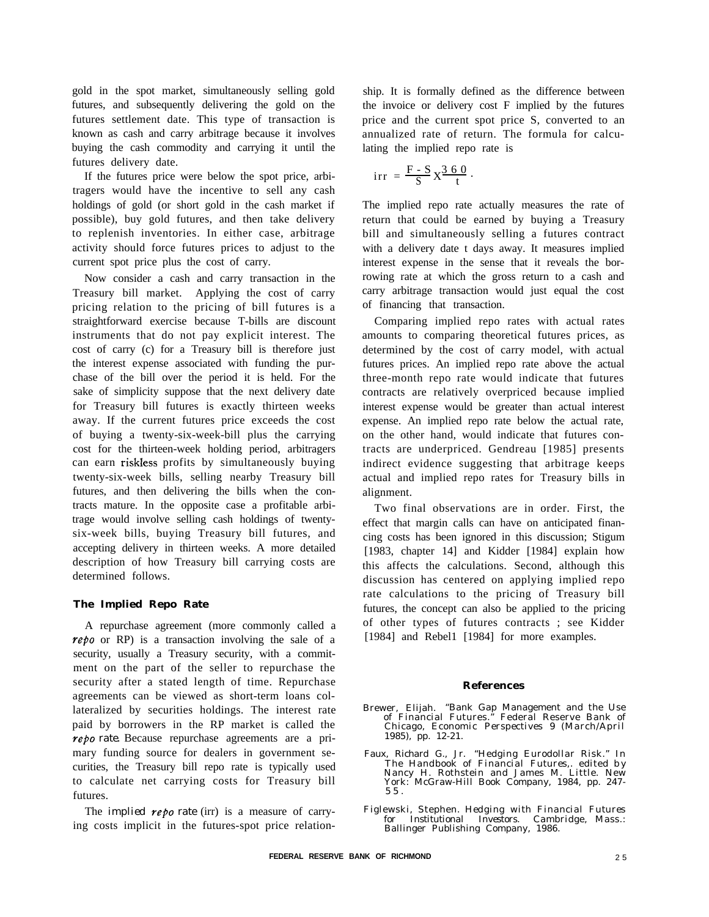gold in the spot market, simultaneously selling gold futures, and subsequently delivering the gold on the futures settlement date. This type of transaction is known as cash and carry arbitrage because it involves buying the cash commodity and carrying it until the futures delivery date.

If the futures price were below the spot price, arbitragers would have the incentive to sell any cash holdings of gold (or short gold in the cash market if possible), buy gold futures, and then take delivery to replenish inventories. In either case, arbitrage activity should force futures prices to adjust to the current spot price plus the cost of carry.

Now consider a cash and carry transaction in the Treasury bill market. Applying the cost of carry pricing relation to the pricing of bill futures is a straightforward exercise because T-bills are discount instruments that do not pay explicit interest. The cost of carry (c) for a Treasury bill is therefore just the interest expense associated with funding the purchase of the bill over the period it is held. For the sake of simplicity suppose that the next delivery date for Treasury bill futures is exactly thirteen weeks away. If the current futures price exceeds the cost of buying a twenty-six-week-bill plus the carrying cost for the thirteen-week holding period, arbitragers can earn riskless profits by simultaneously buying twenty-six-week bills, selling nearby Treasury bill futures, and then delivering the bills when the contracts mature. In the opposite case a profitable arbitrage would involve selling cash holdings of twenty-six-week bills, buying Treasury bill futures, and accepting delivery in thirteen weeks. A more detailed description of how Treasury bill carrying costs are determined follows.

### The Implied Repo Rate

A repurchase agreement (more commonly called a *repo* or RP) is a transaction involving the sale of a security, usually a Treasury security, with a commitment on the part of the seller to repurchase the security after a stated length of time. Repurchase agreements can be viewed as short-term loans collateralized by securities holdings. The interest rate paid by borrowers in the RP market is called the *repo rate*. Because repurchase agreements are a primary funding source for dealers in government securities, the Treasury bill repo rate is typically used to calculate net carrying costs for Treasury bill futures.

The *implied repo rate* (irr) is a measure of carrying costs implicit in the futures-spot price relationship. It is formally defined as the difference between the invoice or delivery cost F implied by the futures price and the current spot price S, converted to an annualized rate of return. The formula for calculating the implied repo rate is

$$\text{irr} = \frac{F - S}{S} \times \frac{360}{t}.$$

The implied repo rate actually measures the rate of return that could be earned by buying a Treasury bill and simultaneously selling a futures contract with a delivery date t days away. It measures implied interest expense in the sense that it reveals the borrowing rate at which the gross return to a cash and carry arbitrage transaction would just equal the cost of financing that transaction.

Comparing implied repo rates with actual rates amounts to comparing theoretical futures prices, as determined by the cost of carry model, with actual futures prices. An implied repo rate above the actual three-month repo rate would indicate that futures contracts are relatively overpriced because implied interest expense would be greater than actual interest expense. An implied repo rate below the actual rate, on the other hand, would indicate that futures contracts are underpriced. Gendreau [1985] presents indirect evidence suggesting that arbitrage keeps actual and implied repo rates for Treasury bills in alignment.

Two final observations are in order. First, the effect that margin calls can have on anticipated financing costs has been ignored in this discussion; Stigum [1983, chapter 14] and Kidder [1984] explain how this affects the calculations. Second, although this discussion has centered on applying implied repo rate calculations to the pricing of Treasury bill futures, the concept can also be applied to the pricing of other types of futures contracts ; see Kidder [1984] and Rebel1 [1984] for more examples.

### References

Brewer, Elijah. "Bank Gap Management and the Use of Financial Futures." Federal Reserve Bank of Chicago, *Economic Perspectives* 9 (March/April 1985), pp. 12-21.

Faux, Richard G., Jr. "Hedging Eurodollar Risk." In *The Handbook of Financial Futures*, edited by Nancy H. Rothstein and James M. Little. New York: McGraw-Hill Book Company, 1984, pp. 247-55.

Figlewski, Stephen. *Hedging with Financial Futures for Institutional Investors.* Cambridge, Mass.: Ballinger Publishing Company, 1986.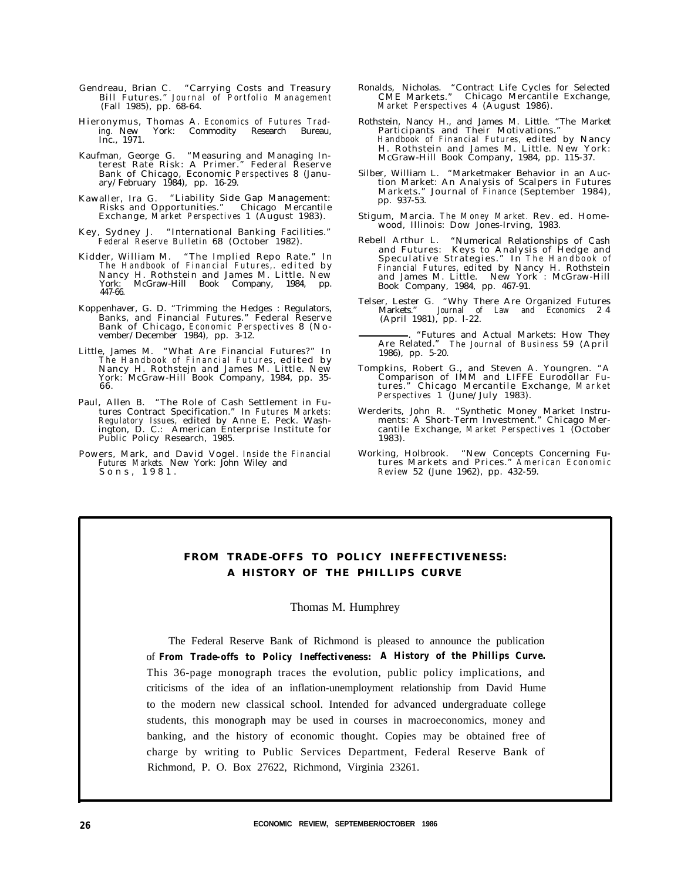Gendreau, Brian C. "Carrying Costs and Treasury Bill Futures." *Journal of Portfolio Management* (Fall 1985), pp. 68-64.

Hieronymus, Thomas A. *Economics of Futures Trading.* New York: Commodity Research Bureau, Inc., 1971.

Kaufman, George G. "Measuring and Managing Interest Rate Risk: A Primer." Federal Reserve Bank of Chicago, Economic *Perspectives* 8 (January/February 1984), pp. 16-29.

Kawaller, Ira G. "Liability Side Gap Management: Risks and Opportunities." Chicago Mercantile Exchange, *Market Perspectives* 1 (August 1983).

Key, Sydney J. "International Banking Facilities." *Federal Reserve Bulletin* 68 (October 1982).

Kidder, William M. "The Implied Repo Rate." In *The Handbook of Financial Futures*,. edited by Nancy H. Rothstein and James M. Little. New York: McGraw-Hill Book Company, 1984, pp. 447-66.

Koppenhaver, G. D. "Trimming the Hedges : Regulators, Banks, and Financial Futures." Federal Reserve Bank of Chicago, *Economic Perspectives* 8 (November/December 1984), pp. 3-12.

Little, James M. "What Are Financial Futures?" In *The Handbook of Financial Futures*, edited by Nancy H. Rothstejn and James M. Little. New York: McGraw-Hill Book Company, 1984, pp. 35-66.

Paul, Allen B. "The Role of Cash Settlement in Futures Contract Specification." In *Futures Markets: Regulatory Issues*, edited by Anne E. Peck. Washington, D. C.: American Enterprise Institute for Public Policy Research, 1985.

Powers, Mark, and David Vogel. *Inside the Financial Futures Markets.* New York: John Wiley and Sons, 1981.

Ronalds, Nicholas. "Contract Life Cycles for Selected CME Markets." Chicago Mercantile Exchange, *Market Perspectives* 4 (August 1986).

Rothstein, Nancy H., and James M. Little. "The Market Participants and Their Motivations." *Handbook of Financial Futures*, edited by Nancy H. Rothstein and James M. Little. New York: McGraw-Hill Book Company, 1984, pp. 115-37.

Silber, William L. "Marketmaker Behavior in an Auction Market: An Analysis of Scalpers in Futures Markets." Journal *of Finance* (September 1984), pp. 937-53.

Stigum, Marcia. *The Money Market.* Rev. ed. Homewood, Illinois: Dow Jones-Irving, 1983.

Rebell Arthur L. "Numerical Relationships of Cash and Futures: Keys to Analysis of Hedge and Speculative Strategies." In *The Handbook of Financial Futures*, edited by Nancy H. Rothstein and James M. Little. New York : McGraw-Hill Book Company, 1984, pp. 467-91.

Telser, Lester G. "Why There Are Organized Futures Markets." *Journal of Law and Economics* 24 (April 1981), pp. I-22.

\_\_\_\_\_\_\_\_\_\_. "Futures and Actual Markets: How They Are Related." *The Journal of Business* 59 (April 1986), pp. 5-20.

Tompkins, Robert G., and Steven A. Youngren. "A Comparison of IMM and LIFFE Eurodollar Futures." Chicago Mercantile Exchange, *Market Perspectives* 1 (June/July 1983).

Werderits, John R. "Synthetic Money Market Instruments: A Short-Term Investment." Chicago Mercantile Exchange, *Market Perspectives* 1 (October 1983).

Working, Holbrook. "New Concepts Concerning Futures Markets and Prices." *American Economic Review* 52 (June 1962), pp. 432-59.

---

**FROM TRADE-OFFS TO POLICY INEFFECTIVENESS:**
**A HISTORY OF THE PHILLIPS CURVE**

Thomas M. Humphrey

The Federal Reserve Bank of Richmond is pleased to announce the publication of ***From Trade-offs to Policy Ineffectiveness: A History of the Phillips Curve.*** This 36-page monograph traces the evolution, public policy implications, and criticisms of the idea of an inflation-unemployment relationship from David Hume to the modern new classical school. Intended for advanced undergraduate college students, this monograph may be used in courses in macroeconomics, money and banking, and the history of economic thought. Copies may be obtained free of charge by writing to Public Services Department, Federal Reserve Bank of Richmond, P. O. Box 27622, Richmond, Virginia 23261.